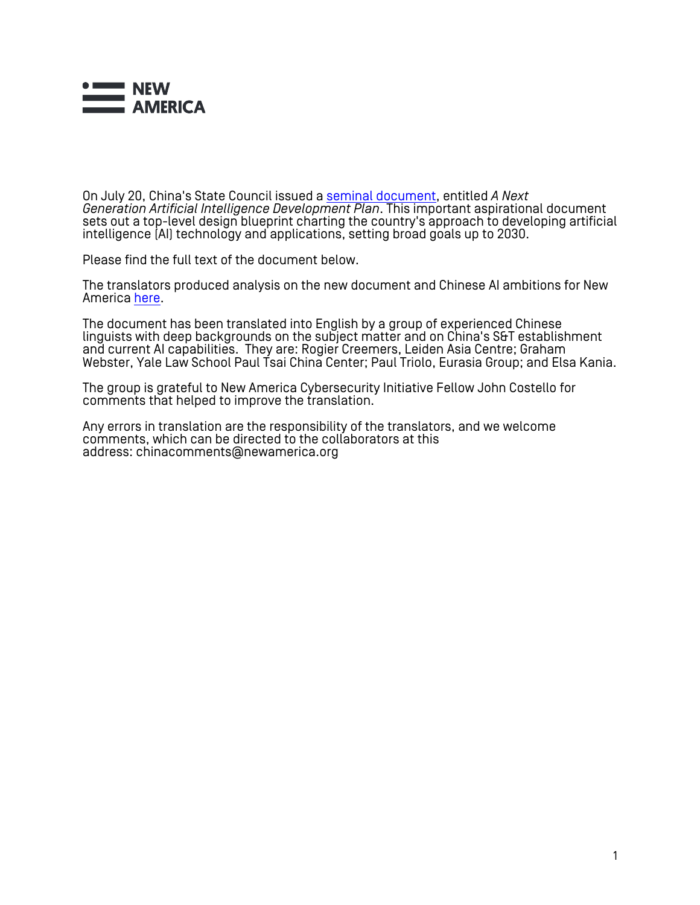NEW AMERICA

On July 20, China's State Council issued a seminal document, entitled *A Next Generation Artificial Intelligence Development Plan*. This important aspirational document sets out a top-level design blueprint charting the country's approach to developing artificial intelligence (AI) technology and applications, setting broad goals up to 2030.

Please find the full text of the document below.

The translators produced analysis on the new document and Chinese AI ambitions for New America here.

The document has been translated into English by a group of experienced Chinese linguists with deep backgrounds on the subject matter and on China's S&T establishment and current AI capabilities. They are: Rogier Creemers, Leiden Asia Centre; Graham Webster, Yale Law School Paul Tsai China Center; Paul Triolo, Eurasia Group; and Elsa Kania.

The group is grateful to New America Cybersecurity Initiative Fellow John Costello for comments that helped to improve the translation.

Any errors in translation are the responsibility of the translators, and we welcome comments, which can be directed to the collaborators at this address: chinacomments@newamerica.org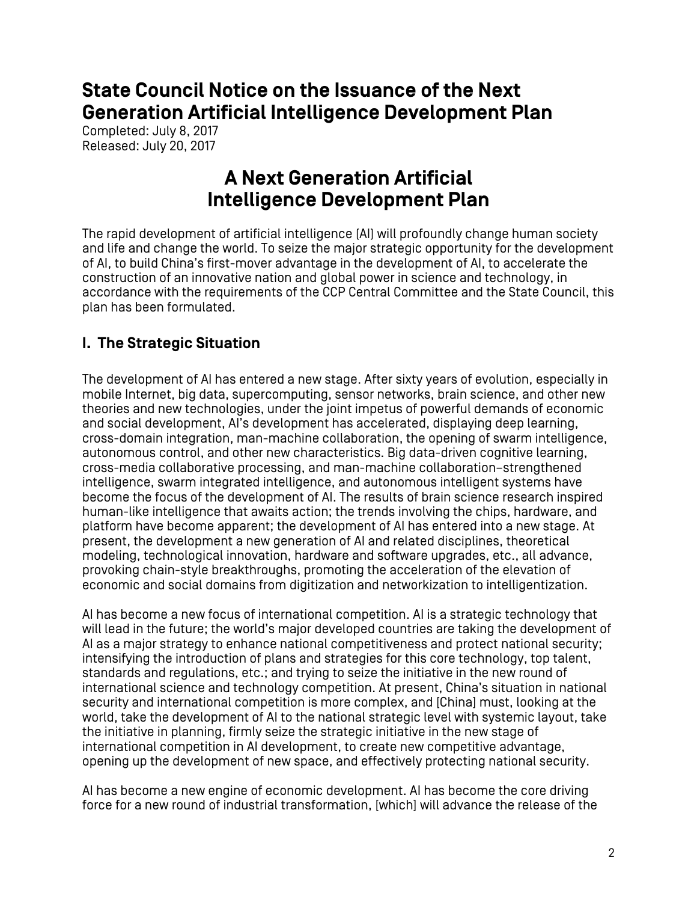# State Council Notice on the Issuance of the Next Generation Artificial Intelligence Development Plan

Completed: July 8, 2017
Released: July 20, 2017

## A Next Generation Artificial Intelligence Development Plan

The rapid development of artificial intelligence (AI) will profoundly change human society and life and change the world. To seize the major strategic opportunity for the development of AI, to build China's first-mover advantage in the development of AI, to accelerate the construction of an innovative nation and global power in science and technology, in accordance with the requirements of the CCP Central Committee and the State Council, this plan has been formulated.

### I. The Strategic Situation

The development of AI has entered a new stage. After sixty years of evolution, especially in mobile Internet, big data, supercomputing, sensor networks, brain science, and other new theories and new technologies, under the joint impetus of powerful demands of economic and social development, AI's development has accelerated, displaying deep learning, cross-domain integration, man-machine collaboration, the opening of swarm intelligence, autonomous control, and other new characteristics. Big data-driven cognitive learning, cross-media collaborative processing, and man-machine collaboration–strengthened intelligence, swarm integrated intelligence, and autonomous intelligent systems have become the focus of the development of AI. The results of brain science research inspired human-like intelligence that awaits action; the trends involving the chips, hardware, and platform have become apparent; the development of AI has entered into a new stage. At present, the development a new generation of AI and related disciplines, theoretical modeling, technological innovation, hardware and software upgrades, etc., all advance, provoking chain-style breakthroughs, promoting the acceleration of the elevation of economic and social domains from digitization and networkization to intelligentization.

AI has become a new focus of international competition. AI is a strategic technology that will lead in the future; the world's major developed countries are taking the development of AI as a major strategy to enhance national competitiveness and protect national security; intensifying the introduction of plans and strategies for this core technology, top talent, standards and regulations, etc.; and trying to seize the initiative in the new round of international science and technology competition. At present, China's situation in national security and international competition is more complex, and [China] must, looking at the world, take the development of AI to the national strategic level with systemic layout, take the initiative in planning, firmly seize the strategic initiative in the new stage of international competition in AI development, to create new competitive advantage, opening up the development of new space, and effectively protecting national security.

AI has become a new engine of economic development. AI has become the core driving force for a new round of industrial transformation, [which] will advance the release of the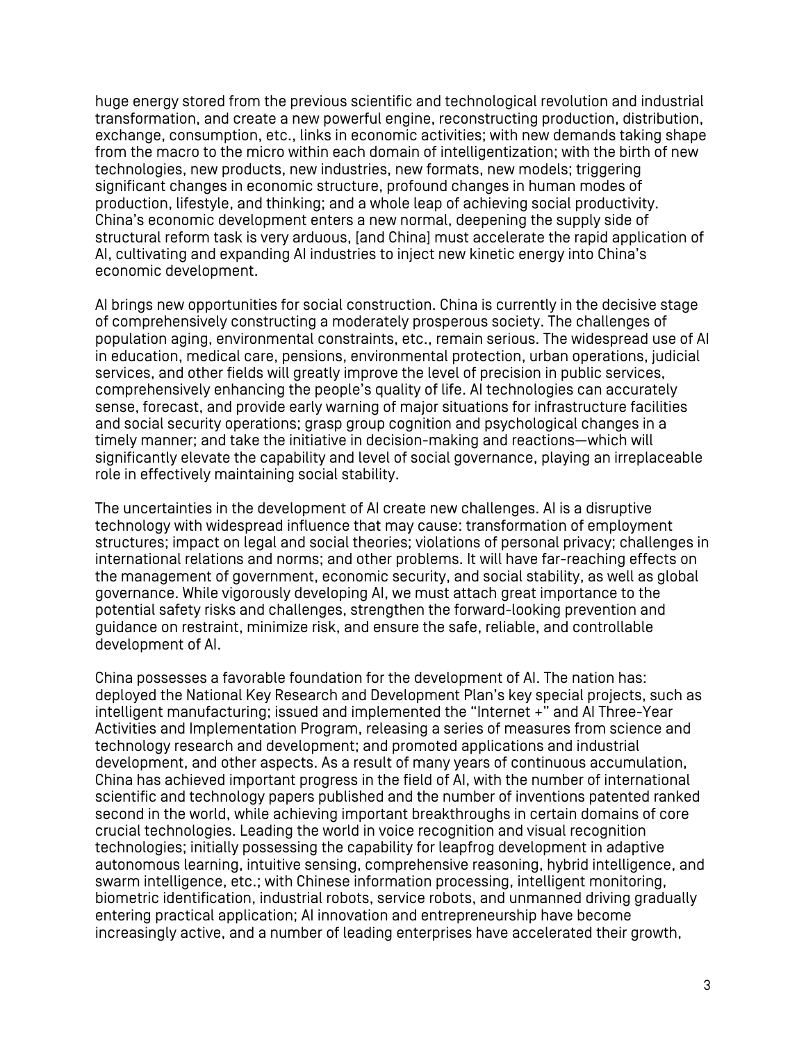huge energy stored from the previous scientific and technological revolution and industrial transformation, and create a new powerful engine, reconstructing production, distribution, exchange, consumption, etc., links in economic activities; with new demands taking shape from the macro to the micro within each domain of intelligentization; with the birth of new technologies, new products, new industries, new formats, new models; triggering significant changes in economic structure, profound changes in human modes of production, lifestyle, and thinking; and a whole leap of achieving social productivity. China's economic development enters a new normal, deepening the supply side of structural reform task is very arduous, [and China] must accelerate the rapid application of AI, cultivating and expanding AI industries to inject new kinetic energy into China's economic development.

AI brings new opportunities for social construction. China is currently in the decisive stage of comprehensively constructing a moderately prosperous society. The challenges of population aging, environmental constraints, etc., remain serious. The widespread use of AI in education, medical care, pensions, environmental protection, urban operations, judicial services, and other fields will greatly improve the level of precision in public services, comprehensively enhancing the people's quality of life. AI technologies can accurately sense, forecast, and provide early warning of major situations for infrastructure facilities and social security operations; grasp group cognition and psychological changes in a timely manner; and take the initiative in decision-making and reactions—which will significantly elevate the capability and level of social governance, playing an irreplaceable role in effectively maintaining social stability.

The uncertainties in the development of AI create new challenges. AI is a disruptive technology with widespread influence that may cause: transformation of employment structures; impact on legal and social theories; violations of personal privacy; challenges in international relations and norms; and other problems. It will have far-reaching effects on the management of government, economic security, and social stability, as well as global governance. While vigorously developing AI, we must attach great importance to the potential safety risks and challenges, strengthen the forward-looking prevention and guidance on restraint, minimize risk, and ensure the safe, reliable, and controllable development of AI.

China possesses a favorable foundation for the development of AI. The nation has: deployed the National Key Research and Development Plan's key special projects, such as intelligent manufacturing; issued and implemented the "Internet +" and AI Three-Year Activities and Implementation Program, releasing a series of measures from science and technology research and development; and promoted applications and industrial development, and other aspects. As a result of many years of continuous accumulation, China has achieved important progress in the field of AI, with the number of international scientific and technology papers published and the number of inventions patented ranked second in the world, while achieving important breakthroughs in certain domains of core crucial technologies. Leading the world in voice recognition and visual recognition technologies; initially possessing the capability for leapfrog development in adaptive autonomous learning, intuitive sensing, comprehensive reasoning, hybrid intelligence, and swarm intelligence, etc.; with Chinese information processing, intelligent monitoring, biometric identification, industrial robots, service robots, and unmanned driving gradually entering practical application; AI innovation and entrepreneurship have become increasingly active, and a number of leading enterprises have accelerated their growth,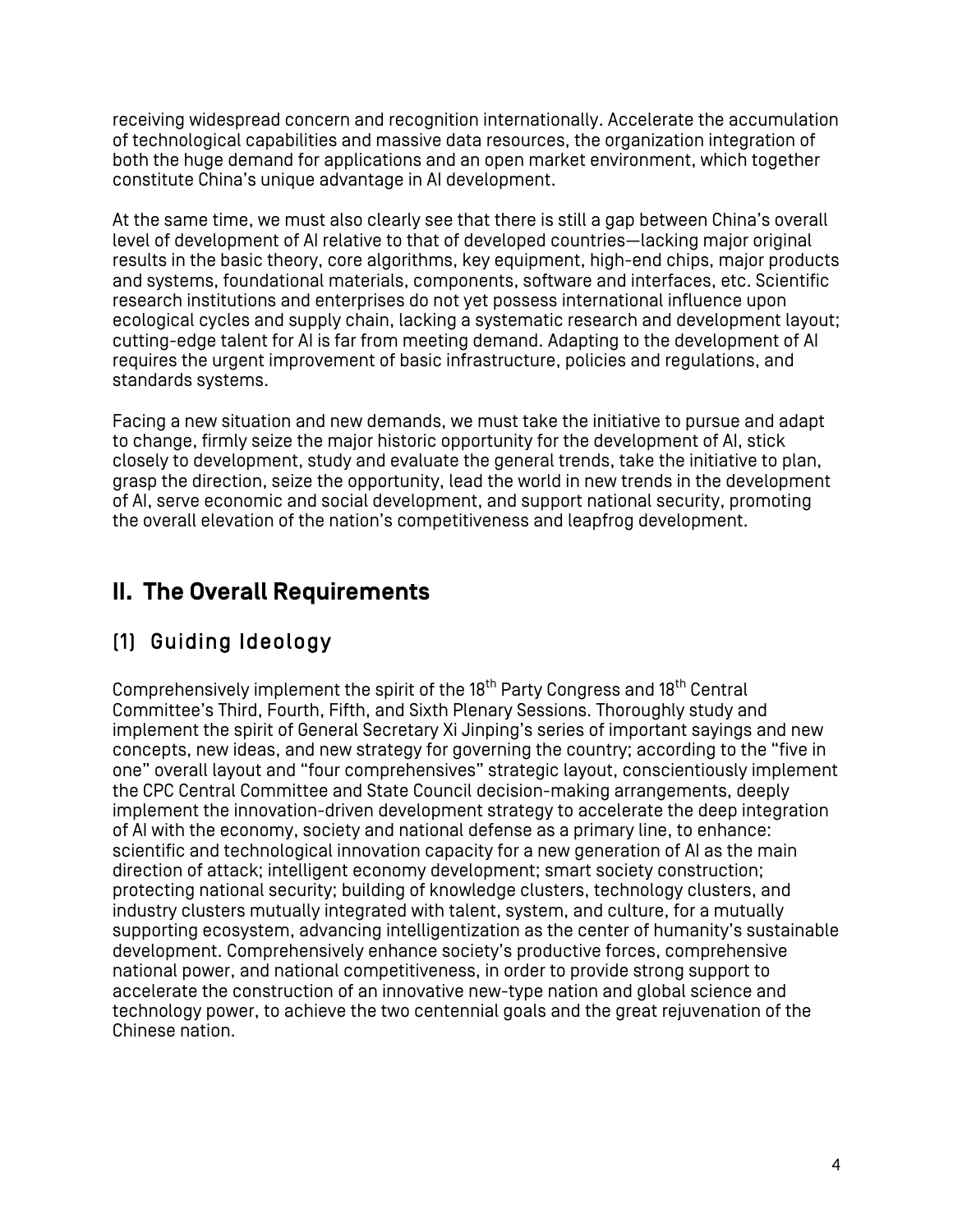receiving widespread concern and recognition internationally. Accelerate the accumulation of technological capabilities and massive data resources, the organization integration of both the huge demand for applications and an open market environment, which together constitute China's unique advantage in AI development.

At the same time, we must also clearly see that there is still a gap between China's overall level of development of AI relative to that of developed countries—lacking major original results in the basic theory, core algorithms, key equipment, high-end chips, major products and systems, foundational materials, components, software and interfaces, etc. Scientific research institutions and enterprises do not yet possess international influence upon ecological cycles and supply chain, lacking a systematic research and development layout; cutting-edge talent for AI is far from meeting demand. Adapting to the development of AI requires the urgent improvement of basic infrastructure, policies and regulations, and standards systems.

Facing a new situation and new demands, we must take the initiative to pursue and adapt to change, firmly seize the major historic opportunity for the development of AI, stick closely to development, study and evaluate the general trends, take the initiative to plan, grasp the direction, seize the opportunity, lead the world in new trends in the development of AI, serve economic and social development, and support national security, promoting the overall elevation of the nation's competitiveness and leapfrog development.

## II. The Overall Requirements

### (1) Guiding Ideology

Comprehensively implement the spirit of the 18th Party Congress and 18th Central Committee's Third, Fourth, Fifth, and Sixth Plenary Sessions. Thoroughly study and implement the spirit of General Secretary Xi Jinping's series of important sayings and new concepts, new ideas, and new strategy for governing the country; according to the "five in one" overall layout and "four comprehensives" strategic layout, conscientiously implement the CPC Central Committee and State Council decision-making arrangements, deeply implement the innovation-driven development strategy to accelerate the deep integration of AI with the economy, society and national defense as a primary line, to enhance: scientific and technological innovation capacity for a new generation of AI as the main direction of attack; intelligent economy development; smart society construction; protecting national security; building of knowledge clusters, technology clusters, and industry clusters mutually integrated with talent, system, and culture, for a mutually supporting ecosystem, advancing intelligentization as the center of humanity's sustainable development. Comprehensively enhance society's productive forces, comprehensive national power, and national competitiveness, in order to provide strong support to accelerate the construction of an innovative new-type nation and global science and technology power, to achieve the two centennial goals and the great rejuvenation of the Chinese nation.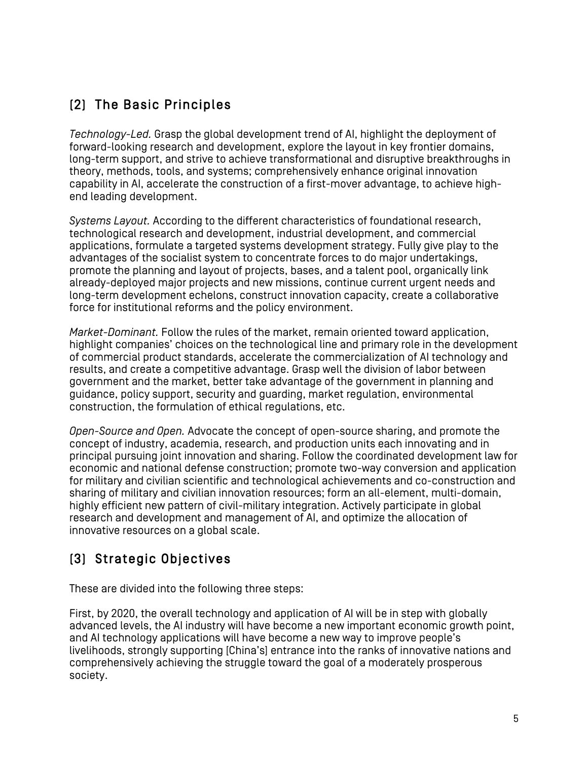## (2) The Basic Principles

*Technology-Led.* Grasp the global development trend of AI, highlight the deployment of forward-looking research and development, explore the layout in key frontier domains, long-term support, and strive to achieve transformational and disruptive breakthroughs in theory, methods, tools, and systems; comprehensively enhance original innovation capability in AI, accelerate the construction of a first-mover advantage, to achieve high-end leading development.

*Systems Layout.* According to the different characteristics of foundational research, technological research and development, industrial development, and commercial applications, formulate a targeted systems development strategy. Fully give play to the advantages of the socialist system to concentrate forces to do major undertakings, promote the planning and layout of projects, bases, and a talent pool, organically link already-deployed major projects and new missions, continue current urgent needs and long-term development echelons, construct innovation capacity, create a collaborative force for institutional reforms and the policy environment.

*Market-Dominant.* Follow the rules of the market, remain oriented toward application, highlight companies' choices on the technological line and primary role in the development of commercial product standards, accelerate the commercialization of AI technology and results, and create a competitive advantage. Grasp well the division of labor between government and the market, better take advantage of the government in planning and guidance, policy support, security and guarding, market regulation, environmental construction, the formulation of ethical regulations, etc.

*Open-Source and Open.* Advocate the concept of open-source sharing, and promote the concept of industry, academia, research, and production units each innovating and in principal pursuing joint innovation and sharing. Follow the coordinated development law for economic and national defense construction; promote two-way conversion and application for military and civilian scientific and technological achievements and co-construction and sharing of military and civilian innovation resources; form an all-element, multi-domain, highly efficient new pattern of civil-military integration. Actively participate in global research and development and management of AI, and optimize the allocation of innovative resources on a global scale.

## (3) Strategic Objectives

These are divided into the following three steps:

First, by 2020, the overall technology and application of AI will be in step with globally advanced levels, the AI industry will have become a new important economic growth point, and AI technology applications will have become a new way to improve people's livelihoods, strongly supporting [China's] entrance into the ranks of innovative nations and comprehensively achieving the struggle toward the goal of a moderately prosperous society.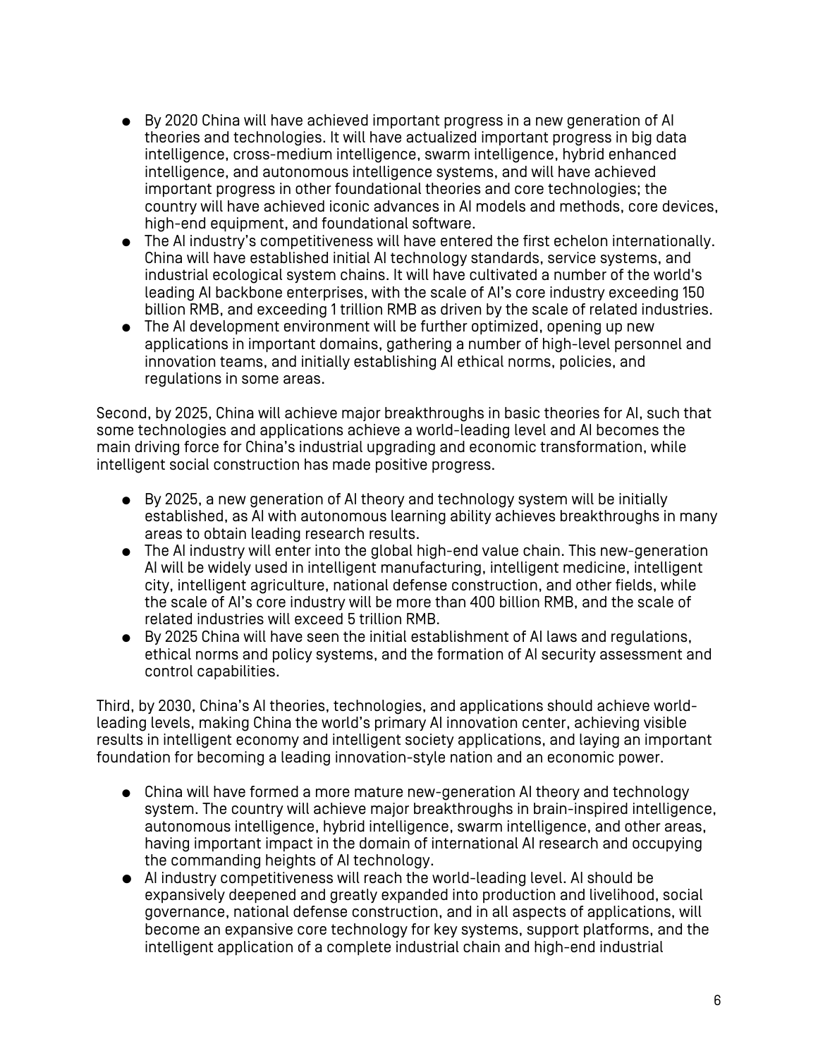- By 2020 China will have achieved important progress in a new generation of AI theories and technologies. It will have actualized important progress in big data intelligence, cross-medium intelligence, swarm intelligence, hybrid enhanced intelligence, and autonomous intelligence systems, and will have achieved important progress in other foundational theories and core technologies; the country will have achieved iconic advances in AI models and methods, core devices, high-end equipment, and foundational software.
- The AI industry's competitiveness will have entered the first echelon internationally. China will have established initial AI technology standards, service systems, and industrial ecological system chains. It will have cultivated a number of the world's leading AI backbone enterprises, with the scale of AI's core industry exceeding 150 billion RMB, and exceeding 1 trillion RMB as driven by the scale of related industries.
- The AI development environment will be further optimized, opening up new applications in important domains, gathering a number of high-level personnel and innovation teams, and initially establishing AI ethical norms, policies, and regulations in some areas.

Second, by 2025, China will achieve major breakthroughs in basic theories for AI, such that some technologies and applications achieve a world-leading level and AI becomes the main driving force for China's industrial upgrading and economic transformation, while intelligent social construction has made positive progress.

- By 2025, a new generation of AI theory and technology system will be initially established, as AI with autonomous learning ability achieves breakthroughs in many areas to obtain leading research results.
- The AI industry will enter into the global high-end value chain. This new-generation AI will be widely used in intelligent manufacturing, intelligent medicine, intelligent city, intelligent agriculture, national defense construction, and other fields, while the scale of AI's core industry will be more than 400 billion RMB, and the scale of related industries will exceed 5 trillion RMB.
- By 2025 China will have seen the initial establishment of AI laws and regulations, ethical norms and policy systems, and the formation of AI security assessment and control capabilities.

Third, by 2030, China's AI theories, technologies, and applications should achieve world-leading levels, making China the world's primary AI innovation center, achieving visible results in intelligent economy and intelligent society applications, and laying an important foundation for becoming a leading innovation-style nation and an economic power.

- China will have formed a more mature new-generation AI theory and technology system. The country will achieve major breakthroughs in brain-inspired intelligence, autonomous intelligence, hybrid intelligence, swarm intelligence, and other areas, having important impact in the domain of international AI research and occupying the commanding heights of AI technology.
- AI industry competitiveness will reach the world-leading level. AI should be expansively deepened and greatly expanded into production and livelihood, social governance, national defense construction, and in all aspects of applications, will become an expansive core technology for key systems, support platforms, and the intelligent application of a complete industrial chain and high-end industrial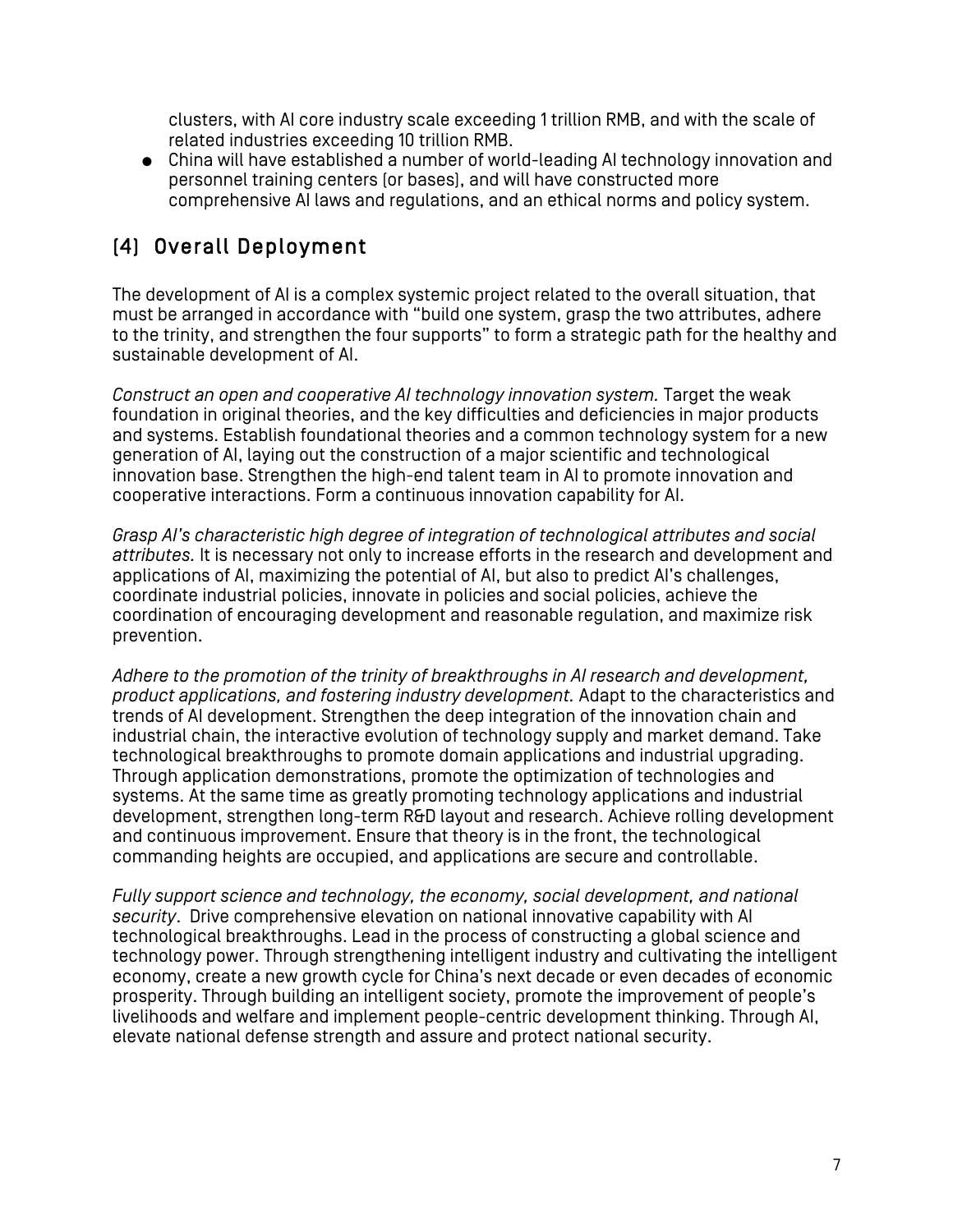clusters, with AI core industry scale exceeding 1 trillion RMB, and with the scale of related industries exceeding 10 trillion RMB.

- China will have established a number of world-leading AI technology innovation and personnel training centers (or bases), and will have constructed more comprehensive AI laws and regulations, and an ethical norms and policy system.

## (4) Overall Deployment

The development of AI is a complex systemic project related to the overall situation, that must be arranged in accordance with "build one system, grasp the two attributes, adhere to the trinity, and strengthen the four supports" to form a strategic path for the healthy and sustainable development of AI.

*Construct an open and cooperative AI technology innovation system.* Target the weak foundation in original theories, and the key difficulties and deficiencies in major products and systems. Establish foundational theories and a common technology system for a new generation of AI, laying out the construction of a major scientific and technological innovation base. Strengthen the high-end talent team in AI to promote innovation and cooperative interactions. Form a continuous innovation capability for AI.

*Grasp AI's characteristic high degree of integration of technological attributes and social attributes.* It is necessary not only to increase efforts in the research and development and applications of AI, maximizing the potential of AI, but also to predict AI's challenges, coordinate industrial policies, innovate in policies and social policies, achieve the coordination of encouraging development and reasonable regulation, and maximize risk prevention.

*Adhere to the promotion of the trinity of breakthroughs in AI research and development, product applications, and fostering industry development.* Adapt to the characteristics and trends of AI development. Strengthen the deep integration of the innovation chain and industrial chain, the interactive evolution of technology supply and market demand. Take technological breakthroughs to promote domain applications and industrial upgrading. Through application demonstrations, promote the optimization of technologies and systems. At the same time as greatly promoting technology applications and industrial development, strengthen long-term R&D layout and research. Achieve rolling development and continuous improvement. Ensure that theory is in the front, the technological commanding heights are occupied, and applications are secure and controllable.

*Fully support science and technology, the economy, social development, and national security*. Drive comprehensive elevation on national innovative capability with AI technological breakthroughs. Lead in the process of constructing a global science and technology power. Through strengthening intelligent industry and cultivating the intelligent economy, create a new growth cycle for China's next decade or even decades of economic prosperity. Through building an intelligent society, promote the improvement of people's livelihoods and welfare and implement people-centric development thinking. Through AI, elevate national defense strength and assure and protect national security.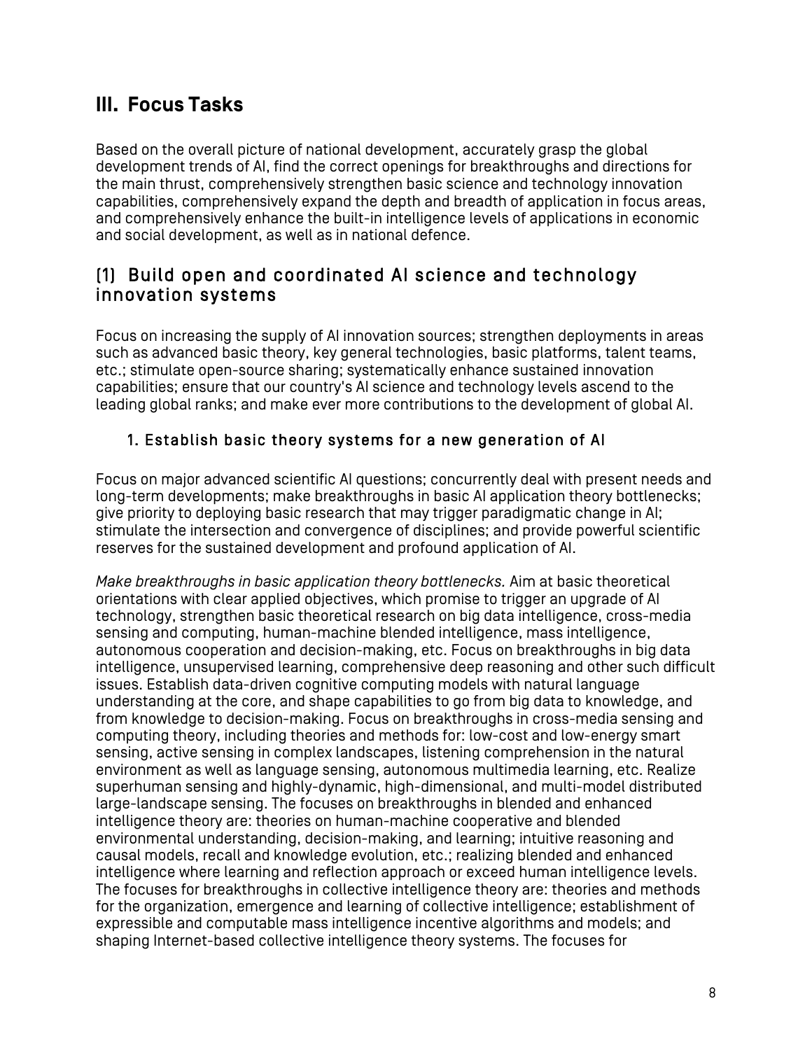## III. Focus Tasks

Based on the overall picture of national development, accurately grasp the global development trends of AI, find the correct openings for breakthroughs and directions for the main thrust, comprehensively strengthen basic science and technology innovation capabilities, comprehensively expand the depth and breadth of application in focus areas, and comprehensively enhance the built-in intelligence levels of applications in economic and social development, as well as in national defence.

### (1) Build open and coordinated AI science and technology innovation systems

Focus on increasing the supply of AI innovation sources; strengthen deployments in areas such as advanced basic theory, key general technologies, basic platforms, talent teams, etc.; stimulate open-source sharing; systematically enhance sustained innovation capabilities; ensure that our country's AI science and technology levels ascend to the leading global ranks; and make ever more contributions to the development of global AI.

#### 1. Establish basic theory systems for a new generation of AI

Focus on major advanced scientific AI questions; concurrently deal with present needs and long-term developments; make breakthroughs in basic AI application theory bottlenecks; give priority to deploying basic research that may trigger paradigmatic change in AI; stimulate the intersection and convergence of disciplines; and provide powerful scientific reserves for the sustained development and profound application of AI.

*Make breakthroughs in basic application theory bottlenecks.* Aim at basic theoretical orientations with clear applied objectives, which promise to trigger an upgrade of AI technology, strengthen basic theoretical research on big data intelligence, cross-media sensing and computing, human-machine blended intelligence, mass intelligence, autonomous cooperation and decision-making, etc. Focus on breakthroughs in big data intelligence, unsupervised learning, comprehensive deep reasoning and other such difficult issues. Establish data-driven cognitive computing models with natural language understanding at the core, and shape capabilities to go from big data to knowledge, and from knowledge to decision-making. Focus on breakthroughs in cross-media sensing and computing theory, including theories and methods for: low-cost and low-energy smart sensing, active sensing in complex landscapes, listening comprehension in the natural environment as well as language sensing, autonomous multimedia learning, etc. Realize superhuman sensing and highly-dynamic, high-dimensional, and multi-model distributed large-landscape sensing. The focuses on breakthroughs in blended and enhanced intelligence theory are: theories on human-machine cooperative and blended environmental understanding, decision-making, and learning; intuitive reasoning and causal models, recall and knowledge evolution, etc.; realizing blended and enhanced intelligence where learning and reflection approach or exceed human intelligence levels. The focuses for breakthroughs in collective intelligence theory are: theories and methods for the organization, emergence and learning of collective intelligence; establishment of expressible and computable mass intelligence incentive algorithms and models; and shaping Internet-based collective intelligence theory systems. The focuses for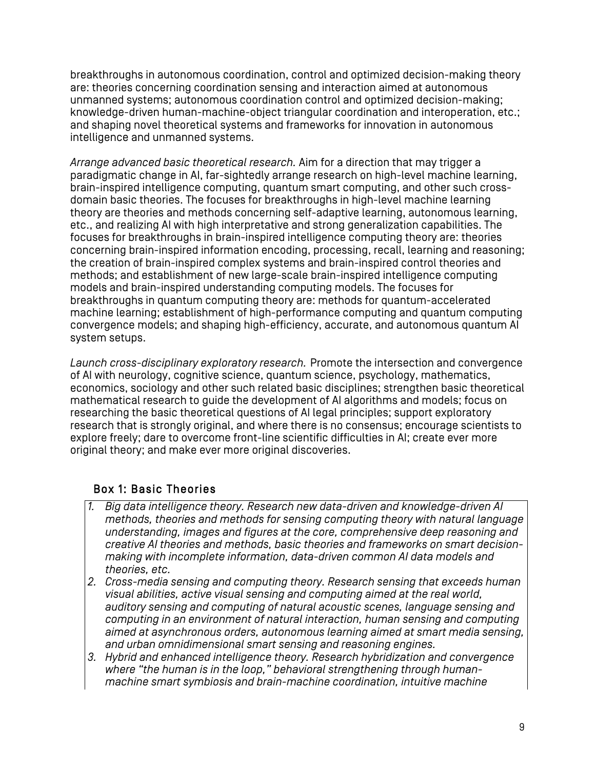breakthroughs in autonomous coordination, control and optimized decision-making theory are: theories concerning coordination sensing and interaction aimed at autonomous unmanned systems; autonomous coordination control and optimized decision-making; knowledge-driven human-machine-object triangular coordination and interoperation, etc.; and shaping novel theoretical systems and frameworks for innovation in autonomous intelligence and unmanned systems.

*Arrange advanced basic theoretical research.* Aim for a direction that may trigger a paradigmatic change in AI, far-sightedly arrange research on high-level machine learning, brain-inspired intelligence computing, quantum smart computing, and other such cross-domain basic theories. The focuses for breakthroughs in high-level machine learning theory are theories and methods concerning self-adaptive learning, autonomous learning, etc., and realizing AI with high interpretative and strong generalization capabilities. The focuses for breakthroughs in brain-inspired intelligence computing theory are: theories concerning brain-inspired information encoding, processing, recall, learning and reasoning; the creation of brain-inspired complex systems and brain-inspired control theories and methods; and establishment of new large-scale brain-inspired intelligence computing models and brain-inspired understanding computing models. The focuses for breakthroughs in quantum computing theory are: methods for quantum-accelerated machine learning; establishment of high-performance computing and quantum computing convergence models; and shaping high-efficiency, accurate, and autonomous quantum AI system setups.

*Launch cross-disciplinary exploratory research.* Promote the intersection and convergence of AI with neurology, cognitive science, quantum science, psychology, mathematics, economics, sociology and other such related basic disciplines; strengthen basic theoretical mathematical research to guide the development of AI algorithms and models; focus on researching the basic theoretical questions of AI legal principles; support exploratory research that is strongly original, and where there is no consensus; encourage scientists to explore freely; dare to overcome front-line scientific difficulties in AI; create ever more original theory; and make ever more original discoveries.

### Box 1: Basic Theories

1. *Big data intelligence theory. Research new data-driven and knowledge-driven AI methods, theories and methods for sensing computing theory with natural language understanding, images and figures at the core, comprehensive deep reasoning and creative AI theories and methods, basic theories and frameworks on smart decision-making with incomplete information, data-driven common AI data models and theories, etc.*
2. *Cross-media sensing and computing theory. Research sensing that exceeds human visual abilities, active visual sensing and computing aimed at the real world, auditory sensing and computing of natural acoustic scenes, language sensing and computing in an environment of natural interaction, human sensing and computing aimed at asynchronous orders, autonomous learning aimed at smart media sensing, and urban omnidimensional smart sensing and reasoning engines.*
3. *Hybrid and enhanced intelligence theory. Research hybridization and convergence where "the human is in the loop," behavioral strengthening through human-machine smart symbiosis and brain-machine coordination, intuitive machine*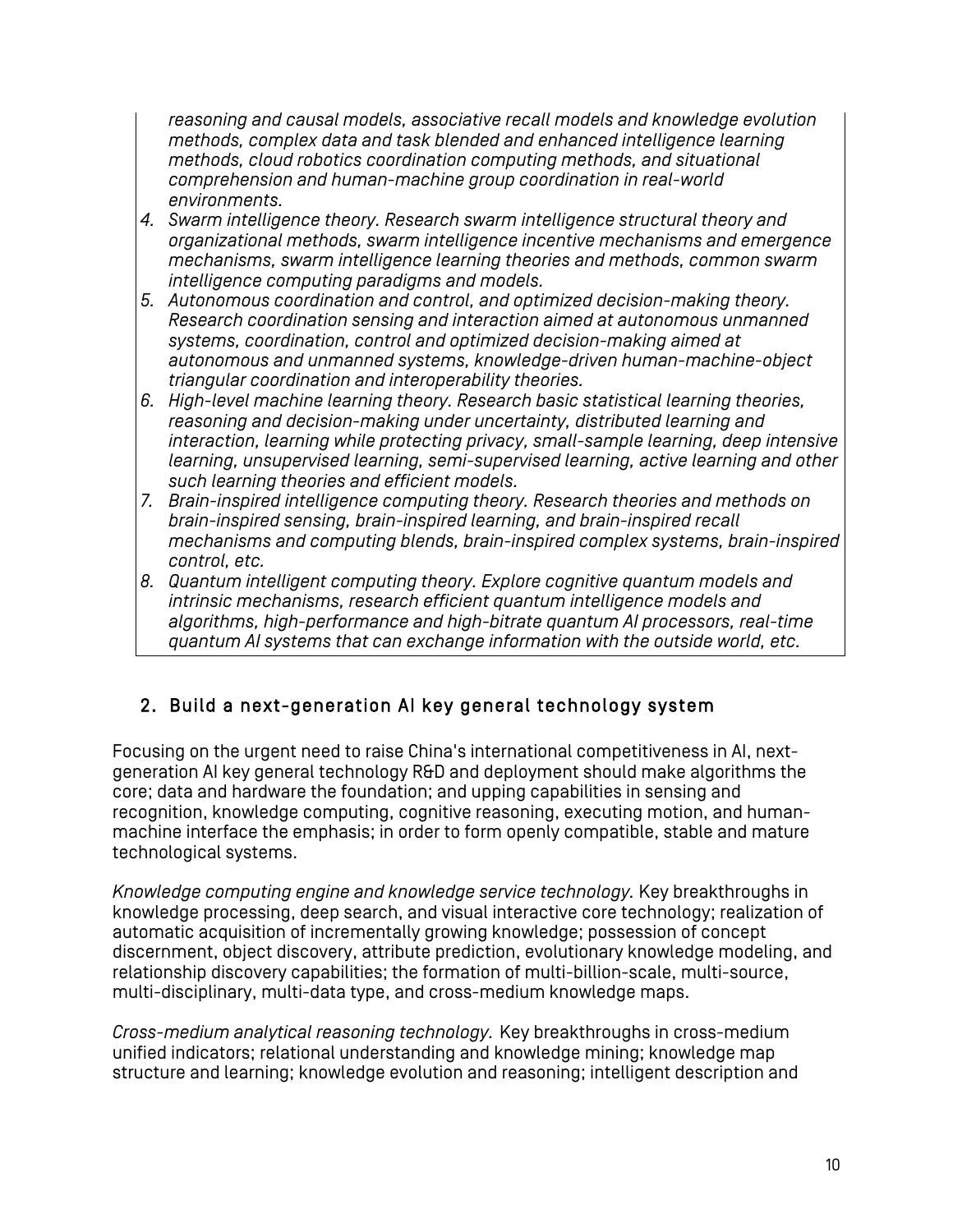*reasoning and causal models, associative recall models and knowledge evolution methods, complex data and task blended and enhanced intelligence learning methods, cloud robotics coordination computing methods, and situational comprehension and human-machine group coordination in real-world environments.*

4. *Swarm intelligence theory. Research swarm intelligence structural theory and organizational methods, swarm intelligence incentive mechanisms and emergence mechanisms, swarm intelligence learning theories and methods, common swarm intelligence computing paradigms and models.*
5. *Autonomous coordination and control, and optimized decision-making theory. Research coordination sensing and interaction aimed at autonomous unmanned systems, coordination, control and optimized decision-making aimed at autonomous and unmanned systems, knowledge-driven human-machine-object triangular coordination and interoperability theories.*
6. *High-level machine learning theory. Research basic statistical learning theories, reasoning and decision-making under uncertainty, distributed learning and interaction, learning while protecting privacy, small-sample learning, deep intensive learning, unsupervised learning, semi-supervised learning, active learning and other such learning theories and efficient models.*
7. *Brain-inspired intelligence computing theory. Research theories and methods on brain-inspired sensing, brain-inspired learning, and brain-inspired recall mechanisms and computing blends, brain-inspired complex systems, brain-inspired control, etc.*
8. *Quantum intelligent computing theory. Explore cognitive quantum models and intrinsic mechanisms, research efficient quantum intelligence models and algorithms, high-performance and high-bitrate quantum AI processors, real-time quantum AI systems that can exchange information with the outside world, etc.*

## 2. Build a next-generation AI key general technology system

Focusing on the urgent need to raise China's international competitiveness in AI, next-generation AI key general technology R&D and deployment should make algorithms the core; data and hardware the foundation; and upping capabilities in sensing and recognition, knowledge computing, cognitive reasoning, executing motion, and human-machine interface the emphasis; in order to form openly compatible, stable and mature technological systems.

*Knowledge computing engine and knowledge service technology.* Key breakthroughs in knowledge processing, deep search, and visual interactive core technology; realization of automatic acquisition of incrementally growing knowledge; possession of concept discernment, object discovery, attribute prediction, evolutionary knowledge modeling, and relationship discovery capabilities; the formation of multi-billion-scale, multi-source, multi-disciplinary, multi-data type, and cross-medium knowledge maps.

*Cross-medium analytical reasoning technology.* Key breakthroughs in cross-medium unified indicators; relational understanding and knowledge mining; knowledge map structure and learning; knowledge evolution and reasoning; intelligent description and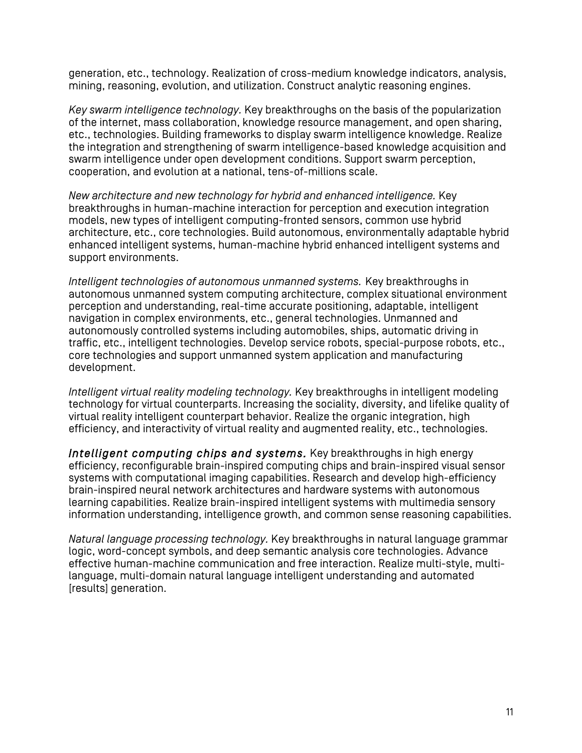generation, etc., technology. Realization of cross-medium knowledge indicators, analysis, mining, reasoning, evolution, and utilization. Construct analytic reasoning engines.

*Key swarm intelligence technology.* Key breakthroughs on the basis of the popularization of the internet, mass collaboration, knowledge resource management, and open sharing, etc., technologies. Building frameworks to display swarm intelligence knowledge. Realize the integration and strengthening of swarm intelligence-based knowledge acquisition and swarm intelligence under open development conditions. Support swarm perception, cooperation, and evolution at a national, tens-of-millions scale.

*New architecture and new technology for hybrid and enhanced intelligence.* Key breakthroughs in human-machine interaction for perception and execution integration models, new types of intelligent computing-fronted sensors, common use hybrid architecture, etc., core technologies. Build autonomous, environmentally adaptable hybrid enhanced intelligent systems, human-machine hybrid enhanced intelligent systems and support environments.

*Intelligent technologies of autonomous unmanned systems.* Key breakthroughs in autonomous unmanned system computing architecture, complex situational environment perception and understanding, real-time accurate positioning, adaptable, intelligent navigation in complex environments, etc., general technologies. Unmanned and autonomously controlled systems including automobiles, ships, automatic driving in traffic, etc., intelligent technologies. Develop service robots, special-purpose robots, etc., core technologies and support unmanned system application and manufacturing development.

*Intelligent virtual reality modeling technology.* Key breakthroughs in intelligent modeling technology for virtual counterparts. Increasing the sociality, diversity, and lifelike quality of virtual reality intelligent counterpart behavior. Realize the organic integration, high efficiency, and interactivity of virtual reality and augmented reality, etc., technologies.

*Intelligent computing chips and systems.* Key breakthroughs in high energy efficiency, reconfigurable brain-inspired computing chips and brain-inspired visual sensor systems with computational imaging capabilities. Research and develop high-efficiency brain-inspired neural network architectures and hardware systems with autonomous learning capabilities. Realize brain-inspired intelligent systems with multimedia sensory information understanding, intelligence growth, and common sense reasoning capabilities.

*Natural language processing technology.* Key breakthroughs in natural language grammar logic, word-concept symbols, and deep semantic analysis core technologies. Advance effective human-machine communication and free interaction. Realize multi-style, multi-language, multi-domain natural language intelligent understanding and automated [results] generation.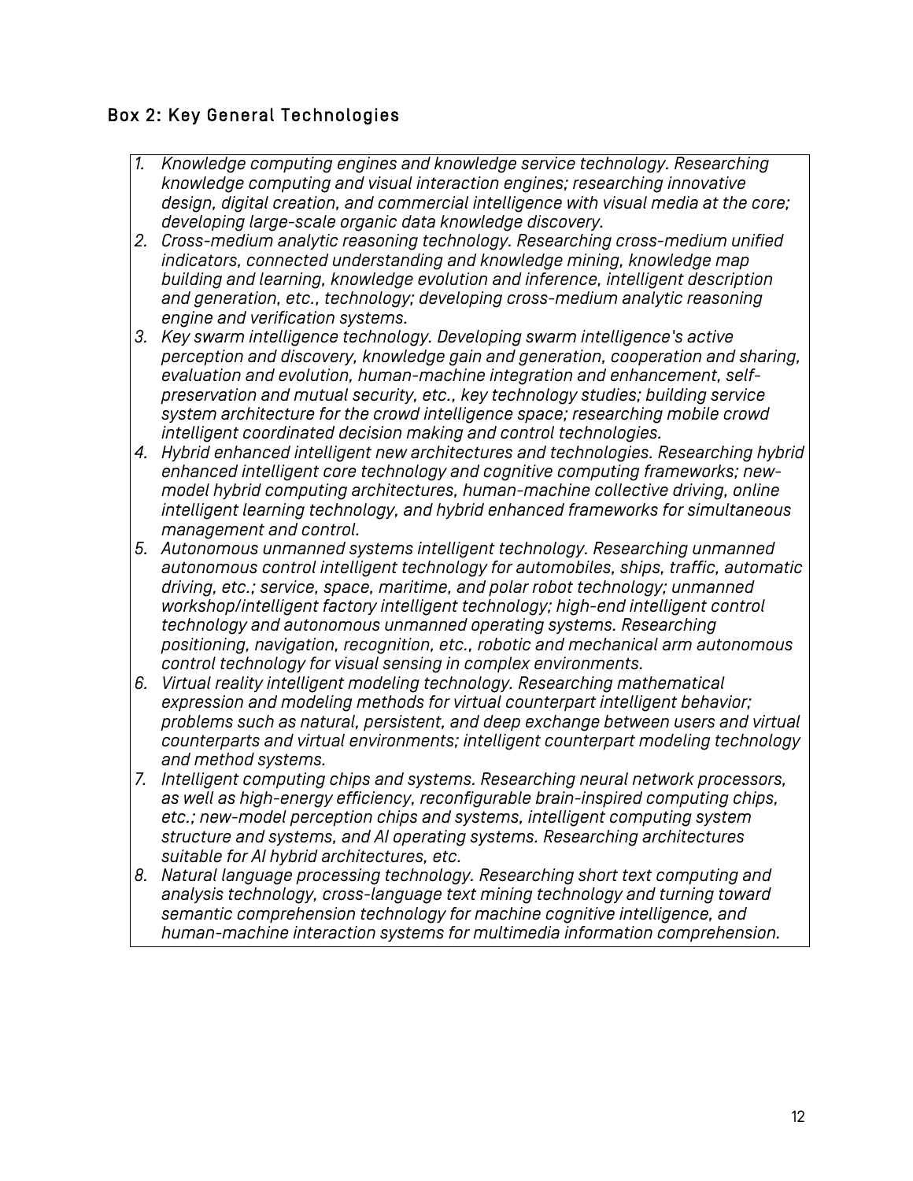### Box 2: Key General Technologies

1. *Knowledge computing engines and knowledge service technology. Researching knowledge computing and visual interaction engines; researching innovative design, digital creation, and commercial intelligence with visual media at the core; developing large-scale organic data knowledge discovery.*
2. *Cross-medium analytic reasoning technology. Researching cross-medium unified indicators, connected understanding and knowledge mining, knowledge map building and learning, knowledge evolution and inference, intelligent description and generation, etc., technology; developing cross-medium analytic reasoning engine and verification systems.*
3. *Key swarm intelligence technology. Developing swarm intelligence's active perception and discovery, knowledge gain and generation, cooperation and sharing, evaluation and evolution, human-machine integration and enhancement, self-preservation and mutual security, etc., key technology studies; building service system architecture for the crowd intelligence space; researching mobile crowd intelligent coordinated decision making and control technologies.*
4. *Hybrid enhanced intelligent new architectures and technologies. Researching hybrid enhanced intelligent core technology and cognitive computing frameworks; new-model hybrid computing architectures, human-machine collective driving, online intelligent learning technology, and hybrid enhanced frameworks for simultaneous management and control.*
5. *Autonomous unmanned systems intelligent technology. Researching unmanned autonomous control intelligent technology for automobiles, ships, traffic, automatic driving, etc.; service, space, maritime, and polar robot technology; unmanned workshop/intelligent factory intelligent technology; high-end intelligent control technology and autonomous unmanned operating systems. Researching positioning, navigation, recognition, etc., robotic and mechanical arm autonomous control technology for visual sensing in complex environments.*
6. *Virtual reality intelligent modeling technology. Researching mathematical expression and modeling methods for virtual counterpart intelligent behavior; problems such as natural, persistent, and deep exchange between users and virtual counterparts and virtual environments; intelligent counterpart modeling technology and method systems.*
7. *Intelligent computing chips and systems. Researching neural network processors, as well as high-energy efficiency, reconfigurable brain-inspired computing chips, etc.; new-model perception chips and systems, intelligent computing system structure and systems, and AI operating systems. Researching architectures suitable for AI hybrid architectures, etc.*
8. *Natural language processing technology. Researching short text computing and analysis technology, cross-language text mining technology and turning toward semantic comprehension technology for machine cognitive intelligence, and human-machine interaction systems for multimedia information comprehension.*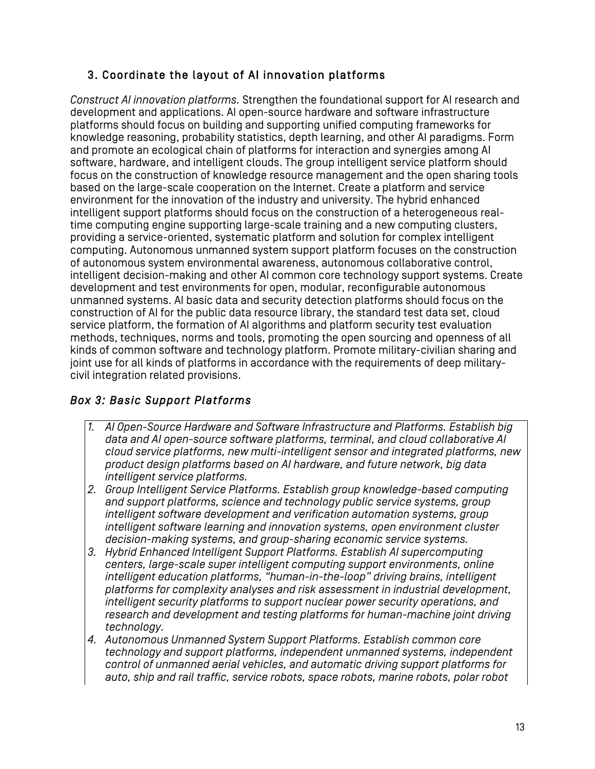### 3. Coordinate the layout of AI innovation platforms

*Construct AI innovation platforms.* Strengthen the foundational support for AI research and development and applications. AI open-source hardware and software infrastructure platforms should focus on building and supporting unified computing frameworks for knowledge reasoning, probability statistics, depth learning, and other AI paradigms. Form and promote an ecological chain of platforms for interaction and synergies among AI software, hardware, and intelligent clouds. The group intelligent service platform should focus on the construction of knowledge resource management and the open sharing tools based on the large-scale cooperation on the Internet. Create a platform and service environment for the innovation of the industry and university. The hybrid enhanced intelligent support platforms should focus on the construction of a heterogeneous real-time computing engine supporting large-scale training and a new computing clusters, providing a service-oriented, systematic platform and solution for complex intelligent computing. Autonomous unmanned system support platform focuses on the construction of autonomous system environmental awareness, autonomous collaborative control, intelligent decision-making and other AI common core technology support systems. Create development and test environments for open, modular, reconfigurable autonomous unmanned systems. AI basic data and security detection platforms should focus on the construction of AI for the public data resource library, the standard test data set, cloud service platform, the formation of AI algorithms and platform security test evaluation methods, techniques, norms and tools, promoting the open sourcing and openness of all kinds of common software and technology platform. Promote military-civilian sharing and joint use for all kinds of platforms in accordance with the requirements of deep military-civil integration related provisions.

### *Box 3: Basic Support Platforms*

1. *AI Open-Source Hardware and Software Infrastructure and Platforms. Establish big data and AI open-source software platforms, terminal, and cloud collaborative AI cloud service platforms, new multi-intelligent sensor and integrated platforms, new product design platforms based on AI hardware, and future network, big data intelligent service platforms.*
2. *Group Intelligent Service Platforms. Establish group knowledge-based computing and support platforms, science and technology public service systems, group intelligent software development and verification automation systems, group intelligent software learning and innovation systems, open environment cluster decision-making systems, and group-sharing economic service systems.*
3. *Hybrid Enhanced Intelligent Support Platforms. Establish AI supercomputing centers, large-scale super intelligent computing support environments, online intelligent education platforms, "human-in-the-loop" driving brains, intelligent platforms for complexity analyses and risk assessment in industrial development, intelligent security platforms to support nuclear power security operations, and research and development and testing platforms for human-machine joint driving technology.*
4. *Autonomous Unmanned System Support Platforms. Establish common core technology and support platforms, independent unmanned systems, independent control of unmanned aerial vehicles, and automatic driving support platforms for auto, ship and rail traffic, service robots, space robots, marine robots, polar robot*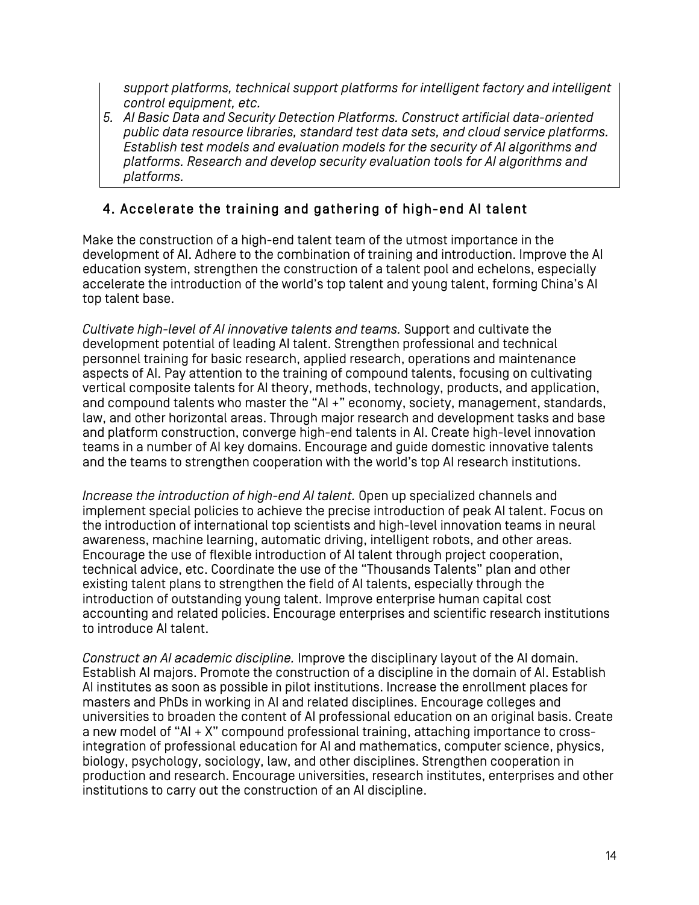*support platforms, technical support platforms for intelligent factory and intelligent control equipment, etc.*

5. *AI Basic Data and Security Detection Platforms. Construct artificial data-oriented public data resource libraries, standard test data sets, and cloud service platforms. Establish test models and evaluation models for the security of AI algorithms and platforms. Research and develop security evaluation tools for AI algorithms and platforms.*

### 4. Accelerate the training and gathering of high-end AI talent

Make the construction of a high-end talent team of the utmost importance in the development of AI. Adhere to the combination of training and introduction. Improve the AI education system, strengthen the construction of a talent pool and echelons, especially accelerate the introduction of the world's top talent and young talent, forming China's AI top talent base.

*Cultivate high-level of AI innovative talents and teams.* Support and cultivate the development potential of leading AI talent. Strengthen professional and technical personnel training for basic research, applied research, operations and maintenance aspects of AI. Pay attention to the training of compound talents, focusing on cultivating vertical composite talents for AI theory, methods, technology, products, and application, and compound talents who master the "AI +" economy, society, management, standards, law, and other horizontal areas. Through major research and development tasks and base and platform construction, converge high-end talents in AI. Create high-level innovation teams in a number of AI key domains. Encourage and guide domestic innovative talents and the teams to strengthen cooperation with the world's top AI research institutions.

*Increase the introduction of high-end AI talent.* Open up specialized channels and implement special policies to achieve the precise introduction of peak AI talent. Focus on the introduction of international top scientists and high-level innovation teams in neural awareness, machine learning, automatic driving, intelligent robots, and other areas. Encourage the use of flexible introduction of AI talent through project cooperation, technical advice, etc. Coordinate the use of the "Thousands Talents" plan and other existing talent plans to strengthen the field of AI talents, especially through the introduction of outstanding young talent. Improve enterprise human capital cost accounting and related policies. Encourage enterprises and scientific research institutions to introduce AI talent.

*Construct an AI academic discipline.* Improve the disciplinary layout of the AI domain. Establish AI majors. Promote the construction of a discipline in the domain of AI. Establish AI institutes as soon as possible in pilot institutions. Increase the enrollment places for masters and PhDs in working in AI and related disciplines. Encourage colleges and universities to broaden the content of AI professional education on an original basis. Create a new model of "AI + X" compound professional training, attaching importance to cross-integration of professional education for AI and mathematics, computer science, physics, biology, psychology, sociology, law, and other disciplines. Strengthen cooperation in production and research. Encourage universities, research institutes, enterprises and other institutions to carry out the construction of an AI discipline.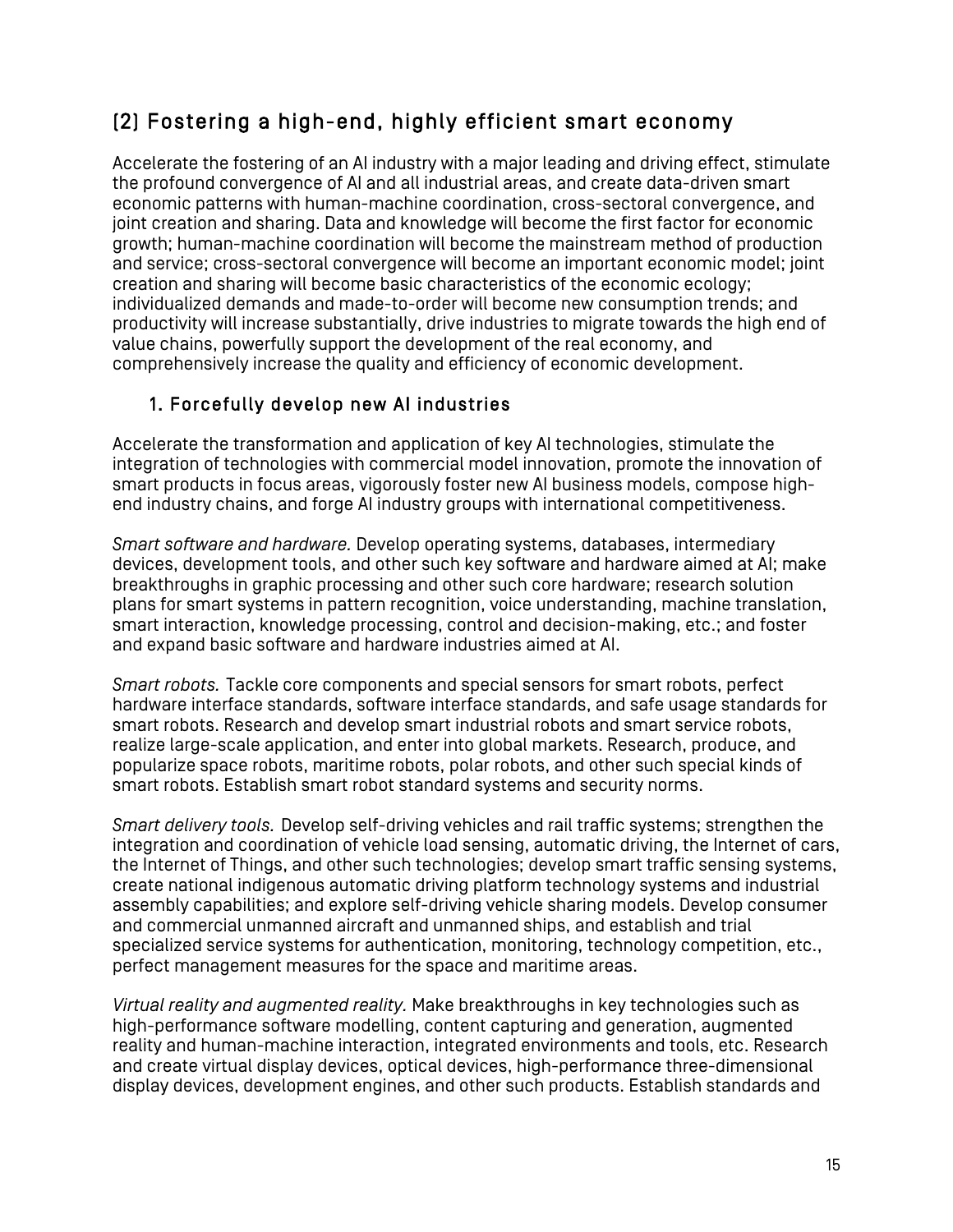## (2) Fostering a high-end, highly efficient smart economy

Accelerate the fostering of an AI industry with a major leading and driving effect, stimulate the profound convergence of AI and all industrial areas, and create data-driven smart economic patterns with human-machine coordination, cross-sectoral convergence, and joint creation and sharing. Data and knowledge will become the first factor for economic growth; human-machine coordination will become the mainstream method of production and service; cross-sectoral convergence will become an important economic model; joint creation and sharing will become basic characteristics of the economic ecology; individualized demands and made-to-order will become new consumption trends; and productivity will increase substantially, drive industries to migrate towards the high end of value chains, powerfully support the development of the real economy, and comprehensively increase the quality and efficiency of economic development.

### 1. Forcefully develop new AI industries

Accelerate the transformation and application of key AI technologies, stimulate the integration of technologies with commercial model innovation, promote the innovation of smart products in focus areas, vigorously foster new AI business models, compose high-end industry chains, and forge AI industry groups with international competitiveness.

*Smart software and hardware.* Develop operating systems, databases, intermediary devices, development tools, and other such key software and hardware aimed at AI; make breakthroughs in graphic processing and other such core hardware; research solution plans for smart systems in pattern recognition, voice understanding, machine translation, smart interaction, knowledge processing, control and decision-making, etc.; and foster and expand basic software and hardware industries aimed at AI.

*Smart robots.* Tackle core components and special sensors for smart robots, perfect hardware interface standards, software interface standards, and safe usage standards for smart robots. Research and develop smart industrial robots and smart service robots, realize large-scale application, and enter into global markets. Research, produce, and popularize space robots, maritime robots, polar robots, and other such special kinds of smart robots. Establish smart robot standard systems and security norms.

*Smart delivery tools.* Develop self-driving vehicles and rail traffic systems; strengthen the integration and coordination of vehicle load sensing, automatic driving, the Internet of cars, the Internet of Things, and other such technologies; develop smart traffic sensing systems, create national indigenous automatic driving platform technology systems and industrial assembly capabilities; and explore self-driving vehicle sharing models. Develop consumer and commercial unmanned aircraft and unmanned ships, and establish and trial specialized service systems for authentication, monitoring, technology competition, etc., perfect management measures for the space and maritime areas.

*Virtual reality and augmented reality.* Make breakthroughs in key technologies such as high-performance software modelling, content capturing and generation, augmented reality and human-machine interaction, integrated environments and tools, etc. Research and create virtual display devices, optical devices, high-performance three-dimensional display devices, development engines, and other such products. Establish standards and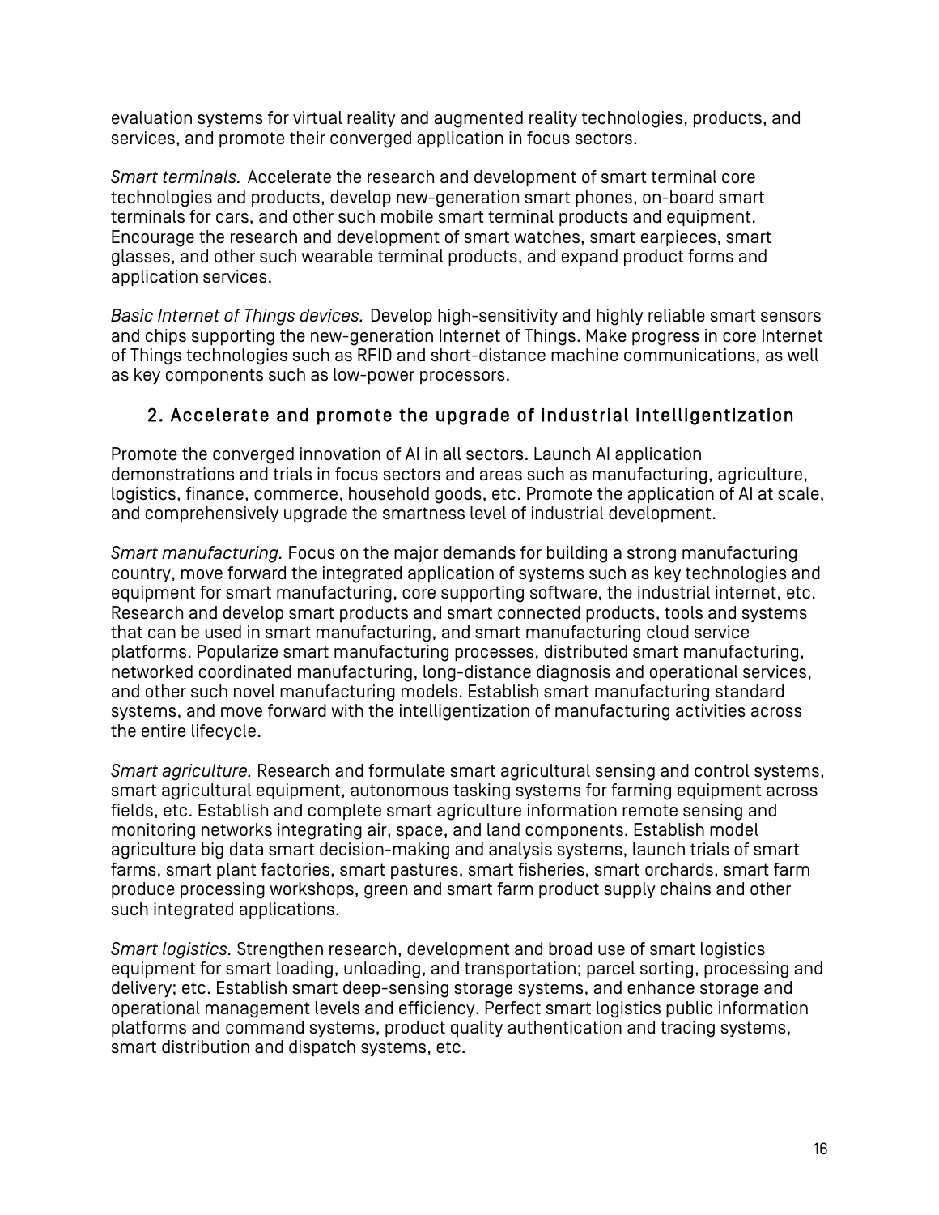evaluation systems for virtual reality and augmented reality technologies, products, and services, and promote their converged application in focus sectors.

*Smart terminals.* Accelerate the research and development of smart terminal core technologies and products, develop new-generation smart phones, on-board smart terminals for cars, and other such mobile smart terminal products and equipment. Encourage the research and development of smart watches, smart earpieces, smart glasses, and other such wearable terminal products, and expand product forms and application services.

*Basic Internet of Things devices.* Develop high-sensitivity and highly reliable smart sensors and chips supporting the new-generation Internet of Things. Make progress in core Internet of Things technologies such as RFID and short-distance machine communications, as well as key components such as low-power processors.

### 2. Accelerate and promote the upgrade of industrial intelligentization

Promote the converged innovation of AI in all sectors. Launch AI application demonstrations and trials in focus sectors and areas such as manufacturing, agriculture, logistics, finance, commerce, household goods, etc. Promote the application of AI at scale, and comprehensively upgrade the smartness level of industrial development.

*Smart manufacturing.* Focus on the major demands for building a strong manufacturing country, move forward the integrated application of systems such as key technologies and equipment for smart manufacturing, core supporting software, the industrial internet, etc. Research and develop smart products and smart connected products, tools and systems that can be used in smart manufacturing, and smart manufacturing cloud service platforms. Popularize smart manufacturing processes, distributed smart manufacturing, networked coordinated manufacturing, long-distance diagnosis and operational services, and other such novel manufacturing models. Establish smart manufacturing standard systems, and move forward with the intelligentization of manufacturing activities across the entire lifecycle.

*Smart agriculture.* Research and formulate smart agricultural sensing and control systems, smart agricultural equipment, autonomous tasking systems for farming equipment across fields, etc. Establish and complete smart agriculture information remote sensing and monitoring networks integrating air, space, and land components. Establish model agriculture big data smart decision-making and analysis systems, launch trials of smart farms, smart plant factories, smart pastures, smart fisheries, smart orchards, smart farm produce processing workshops, green and smart farm product supply chains and other such integrated applications.

*Smart logistics.* Strengthen research, development and broad use of smart logistics equipment for smart loading, unloading, and transportation; parcel sorting, processing and delivery; etc. Establish smart deep-sensing storage systems, and enhance storage and operational management levels and efficiency. Perfect smart logistics public information platforms and command systems, product quality authentication and tracing systems, smart distribution and dispatch systems, etc.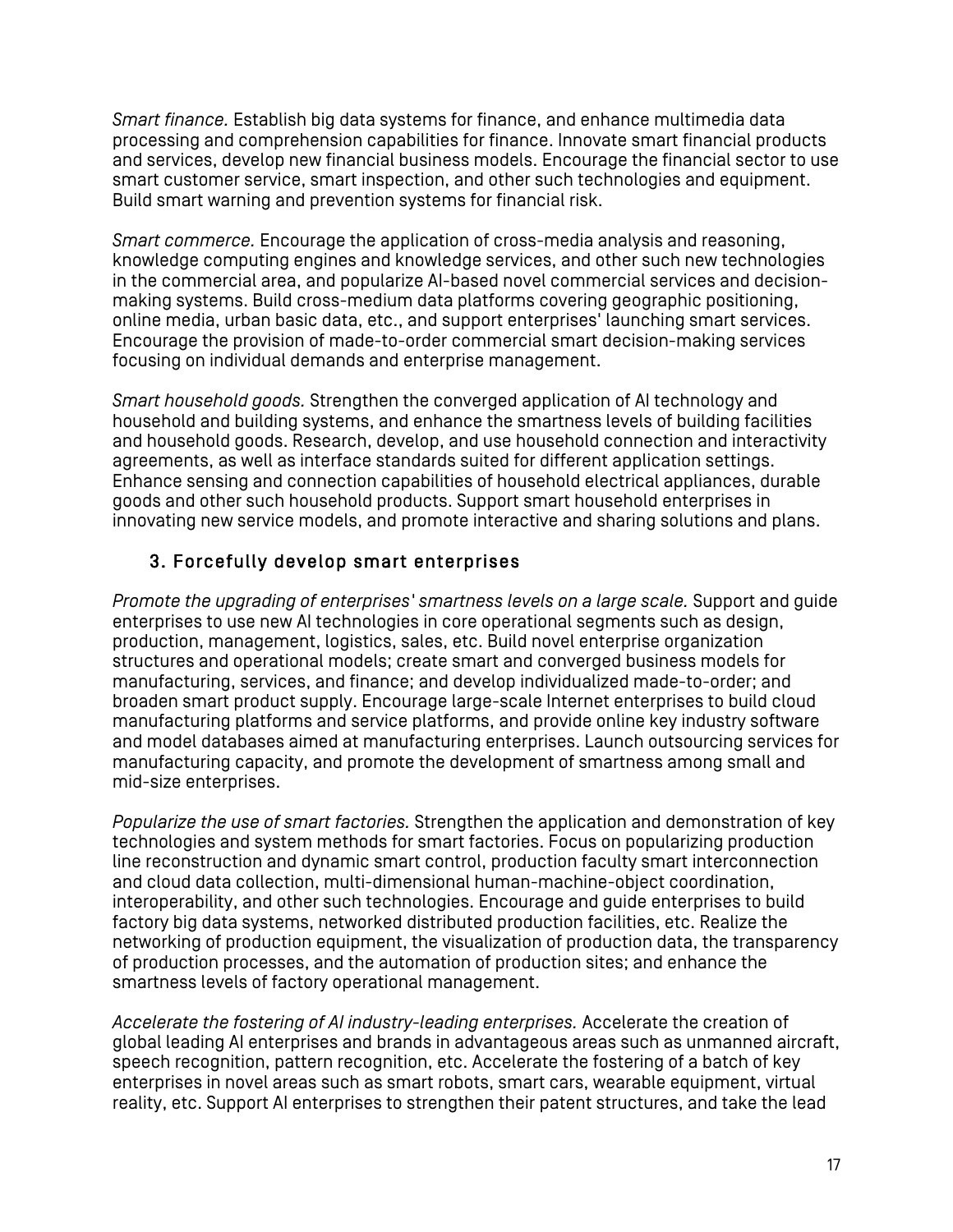*Smart finance.* Establish big data systems for finance, and enhance multimedia data processing and comprehension capabilities for finance. Innovate smart financial products and services, develop new financial business models. Encourage the financial sector to use smart customer service, smart inspection, and other such technologies and equipment. Build smart warning and prevention systems for financial risk.

*Smart commerce.* Encourage the application of cross-media analysis and reasoning, knowledge computing engines and knowledge services, and other such new technologies in the commercial area, and popularize AI-based novel commercial services and decision-making systems. Build cross-medium data platforms covering geographic positioning, online media, urban basic data, etc., and support enterprises' launching smart services. Encourage the provision of made-to-order commercial smart decision-making services focusing on individual demands and enterprise management.

*Smart household goods.* Strengthen the converged application of AI technology and household and building systems, and enhance the smartness levels of building facilities and household goods. Research, develop, and use household connection and interactivity agreements, as well as interface standards suited for different application settings. Enhance sensing and connection capabilities of household electrical appliances, durable goods and other such household products. Support smart household enterprises in innovating new service models, and promote interactive and sharing solutions and plans.

### 3. Forcefully develop smart enterprises

*Promote the upgrading of enterprises' smartness levels on a large scale.* Support and guide enterprises to use new AI technologies in core operational segments such as design, production, management, logistics, sales, etc. Build novel enterprise organization structures and operational models; create smart and converged business models for manufacturing, services, and finance; and develop individualized made-to-order; and broaden smart product supply. Encourage large-scale Internet enterprises to build cloud manufacturing platforms and service platforms, and provide online key industry software and model databases aimed at manufacturing enterprises. Launch outsourcing services for manufacturing capacity, and promote the development of smartness among small and mid-size enterprises.

*Popularize the use of smart factories.* Strengthen the application and demonstration of key technologies and system methods for smart factories. Focus on popularizing production line reconstruction and dynamic smart control, production faculty smart interconnection and cloud data collection, multi-dimensional human-machine-object coordination, interoperability, and other such technologies. Encourage and guide enterprises to build factory big data systems, networked distributed production facilities, etc. Realize the networking of production equipment, the visualization of production data, the transparency of production processes, and the automation of production sites; and enhance the smartness levels of factory operational management.

*Accelerate the fostering of AI industry-leading enterprises.* Accelerate the creation of global leading AI enterprises and brands in advantageous areas such as unmanned aircraft, speech recognition, pattern recognition, etc. Accelerate the fostering of a batch of key enterprises in novel areas such as smart robots, smart cars, wearable equipment, virtual reality, etc. Support AI enterprises to strengthen their patent structures, and take the lead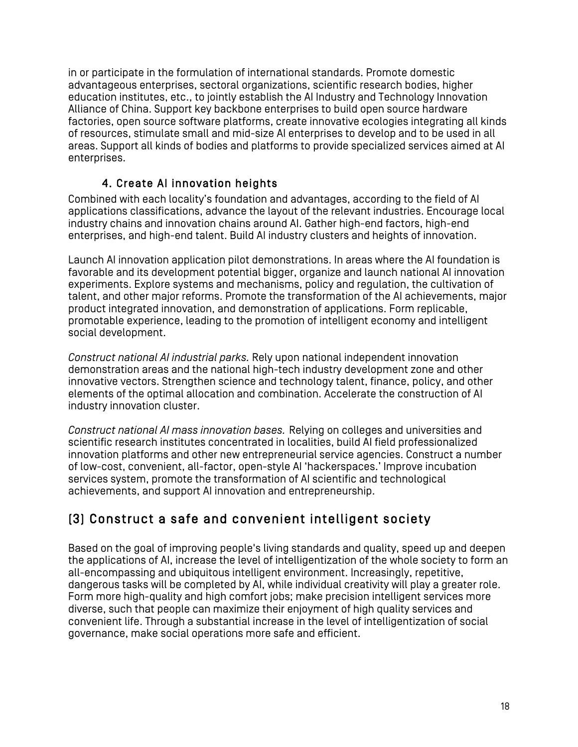in or participate in the formulation of international standards. Promote domestic advantageous enterprises, sectoral organizations, scientific research bodies, higher education institutes, etc., to jointly establish the AI Industry and Technology Innovation Alliance of China. Support key backbone enterprises to build open source hardware factories, open source software platforms, create innovative ecologies integrating all kinds of resources, stimulate small and mid-size AI enterprises to develop and to be used in all areas. Support all kinds of bodies and platforms to provide specialized services aimed at AI enterprises.

### 4. Create AI innovation heights

Combined with each locality's foundation and advantages, according to the field of AI applications classifications, advance the layout of the relevant industries. Encourage local industry chains and innovation chains around AI. Gather high-end factors, high-end enterprises, and high-end talent. Build AI industry clusters and heights of innovation.

Launch AI innovation application pilot demonstrations. In areas where the AI foundation is favorable and its development potential bigger, organize and launch national AI innovation experiments. Explore systems and mechanisms, policy and regulation, the cultivation of talent, and other major reforms. Promote the transformation of the AI achievements, major product integrated innovation, and demonstration of applications. Form replicable, promotable experience, leading to the promotion of intelligent economy and intelligent social development.

*Construct national AI industrial parks.* Rely upon national independent innovation demonstration areas and the national high-tech industry development zone and other innovative vectors. Strengthen science and technology talent, finance, policy, and other elements of the optimal allocation and combination. Accelerate the construction of AI industry innovation cluster.

*Construct national AI mass innovation bases.* Relying on colleges and universities and scientific research institutes concentrated in localities, build AI field professionalized innovation platforms and other new entrepreneurial service agencies. Construct a number of low-cost, convenient, all-factor, open-style AI 'hackerspaces.' Improve incubation services system, promote the transformation of AI scientific and technological achievements, and support AI innovation and entrepreneurship.

## (3) Construct a safe and convenient intelligent society

Based on the goal of improving people's living standards and quality, speed up and deepen the applications of AI, increase the level of intelligentization of the whole society to form an all-encompassing and ubiquitous intelligent environment. Increasingly, repetitive, dangerous tasks will be completed by AI, while individual creativity will play a greater role. Form more high-quality and high comfort jobs; make precision intelligent services more diverse, such that people can maximize their enjoyment of high quality services and convenient life. Through a substantial increase in the level of intelligentization of social governance, make social operations more safe and efficient.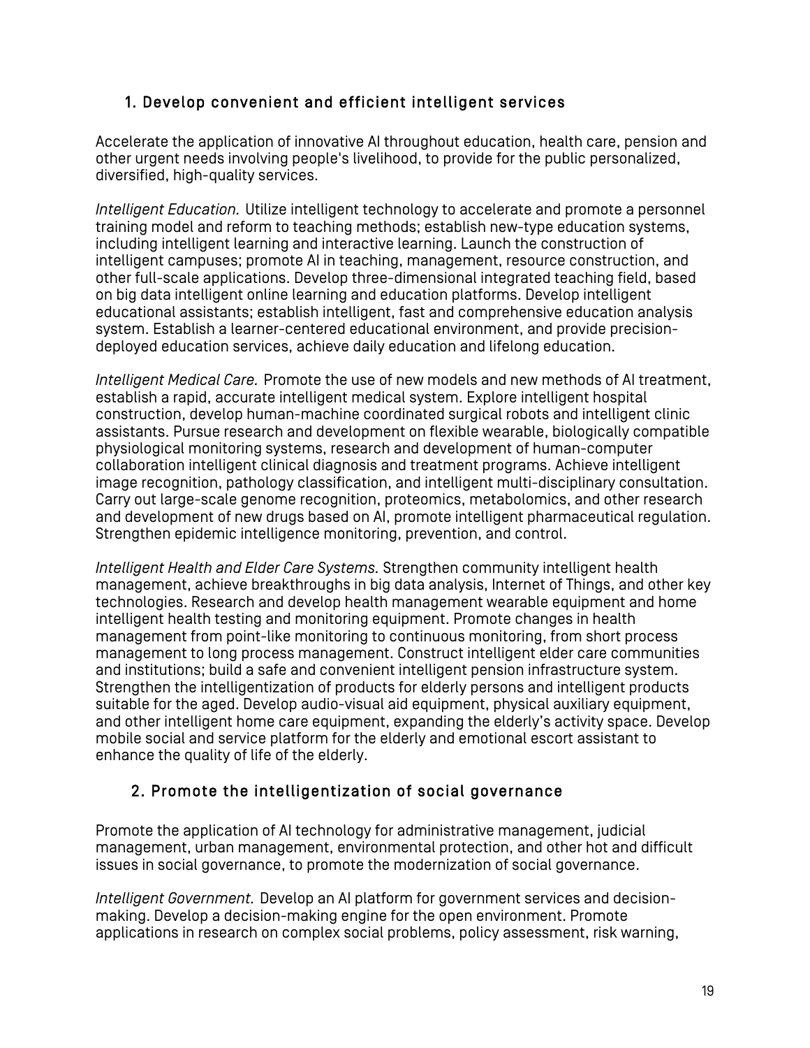### 1. Develop convenient and efficient intelligent services

Accelerate the application of innovative AI throughout education, health care, pension and other urgent needs involving people's livelihood, to provide for the public personalized, diversified, high-quality services.

*Intelligent Education.* Utilize intelligent technology to accelerate and promote a personnel training model and reform to teaching methods; establish new-type education systems, including intelligent learning and interactive learning. Launch the construction of intelligent campuses; promote AI in teaching, management, resource construction, and other full-scale applications. Develop three-dimensional integrated teaching field, based on big data intelligent online learning and education platforms. Develop intelligent educational assistants; establish intelligent, fast and comprehensive education analysis system. Establish a learner-centered educational environment, and provide precision-deployed education services, achieve daily education and lifelong education.

*Intelligent Medical Care.* Promote the use of new models and new methods of AI treatment, establish a rapid, accurate intelligent medical system. Explore intelligent hospital construction, develop human-machine coordinated surgical robots and intelligent clinic assistants. Pursue research and development on flexible wearable, biologically compatible physiological monitoring systems, research and development of human-computer collaboration intelligent clinical diagnosis and treatment programs. Achieve intelligent image recognition, pathology classification, and intelligent multi-disciplinary consultation. Carry out large-scale genome recognition, proteomics, metabolomics, and other research and development of new drugs based on AI, promote intelligent pharmaceutical regulation. Strengthen epidemic intelligence monitoring, prevention, and control.

*Intelligent Health and Elder Care Systems.* Strengthen community intelligent health management, achieve breakthroughs in big data analysis, Internet of Things, and other key technologies. Research and develop health management wearable equipment and home intelligent health testing and monitoring equipment. Promote changes in health management from point-like monitoring to continuous monitoring, from short process management to long process management. Construct intelligent elder care communities and institutions; build a safe and convenient intelligent pension infrastructure system. Strengthen the intelligentization of products for elderly persons and intelligent products suitable for the aged. Develop audio-visual aid equipment, physical auxiliary equipment, and other intelligent home care equipment, expanding the elderly's activity space. Develop mobile social and service platform for the elderly and emotional escort assistant to enhance the quality of life of the elderly.

### 2. Promote the intelligentization of social governance

Promote the application of AI technology for administrative management, judicial management, urban management, environmental protection, and other hot and difficult issues in social governance, to promote the modernization of social governance.

*Intelligent Government.* Develop an AI platform for government services and decision-making. Develop a decision-making engine for the open environment. Promote applications in research on complex social problems, policy assessment, risk warning,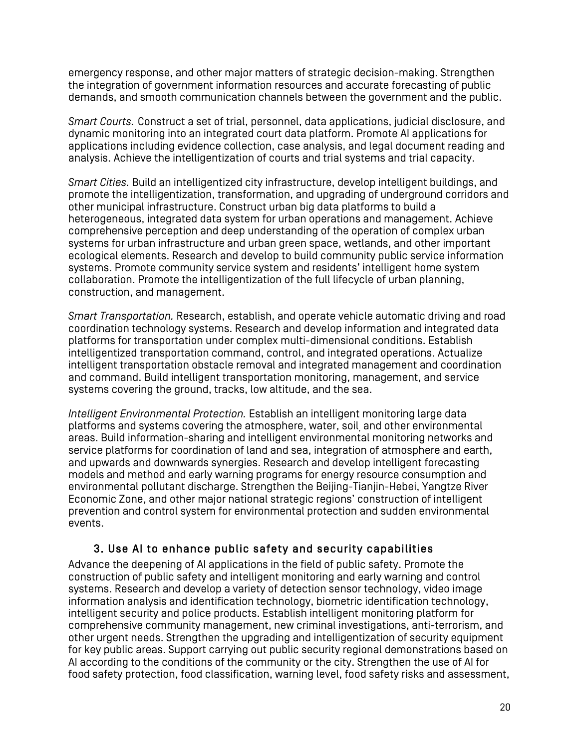emergency response, and other major matters of strategic decision-making. Strengthen the integration of government information resources and accurate forecasting of public demands, and smooth communication channels between the government and the public.

*Smart Courts.* Construct a set of trial, personnel, data applications, judicial disclosure, and dynamic monitoring into an integrated court data platform. Promote AI applications for applications including evidence collection, case analysis, and legal document reading and analysis. Achieve the intelligentization of courts and trial systems and trial capacity.

*Smart Cities.* Build an intelligentized city infrastructure, develop intelligent buildings, and promote the intelligentization, transformation, and upgrading of underground corridors and other municipal infrastructure. Construct urban big data platforms to build a heterogeneous, integrated data system for urban operations and management. Achieve comprehensive perception and deep understanding of the operation of complex urban systems for urban infrastructure and urban green space, wetlands, and other important ecological elements. Research and develop to build community public service information systems. Promote community service system and residents' intelligent home system collaboration. Promote the intelligentization of the full lifecycle of urban planning, construction, and management.

*Smart Transportation.* Research, establish, and operate vehicle automatic driving and road coordination technology systems. Research and develop information and integrated data platforms for transportation under complex multi-dimensional conditions. Establish intelligentized transportation command, control, and integrated operations. Actualize intelligent transportation obstacle removal and integrated management and coordination and command. Build intelligent transportation monitoring, management, and service systems covering the ground, tracks, low altitude, and the sea.

*Intelligent Environmental Protection.* Establish an intelligent monitoring large data platforms and systems covering the atmosphere, water, soil, and other environmental areas. Build information-sharing and intelligent environmental monitoring networks and service platforms for coordination of land and sea, integration of atmosphere and earth, and upwards and downwards synergies. Research and develop intelligent forecasting models and method and early warning programs for energy resource consumption and environmental pollutant discharge. Strengthen the Beijing-Tianjin-Hebei, Yangtze River Economic Zone, and other major national strategic regions' construction of intelligent prevention and control system for environmental protection and sudden environmental events.

### 3. Use AI to enhance public safety and security capabilities

Advance the deepening of AI applications in the field of public safety. Promote the construction of public safety and intelligent monitoring and early warning and control systems. Research and develop a variety of detection sensor technology, video image information analysis and identification technology, biometric identification technology, intelligent security and police products. Establish intelligent monitoring platform for comprehensive community management, new criminal investigations, anti-terrorism, and other urgent needs. Strengthen the upgrading and intelligentization of security equipment for key public areas. Support carrying out public security regional demonstrations based on AI according to the conditions of the community or the city. Strengthen the use of AI for food safety protection, food classification, warning level, food safety risks and assessment,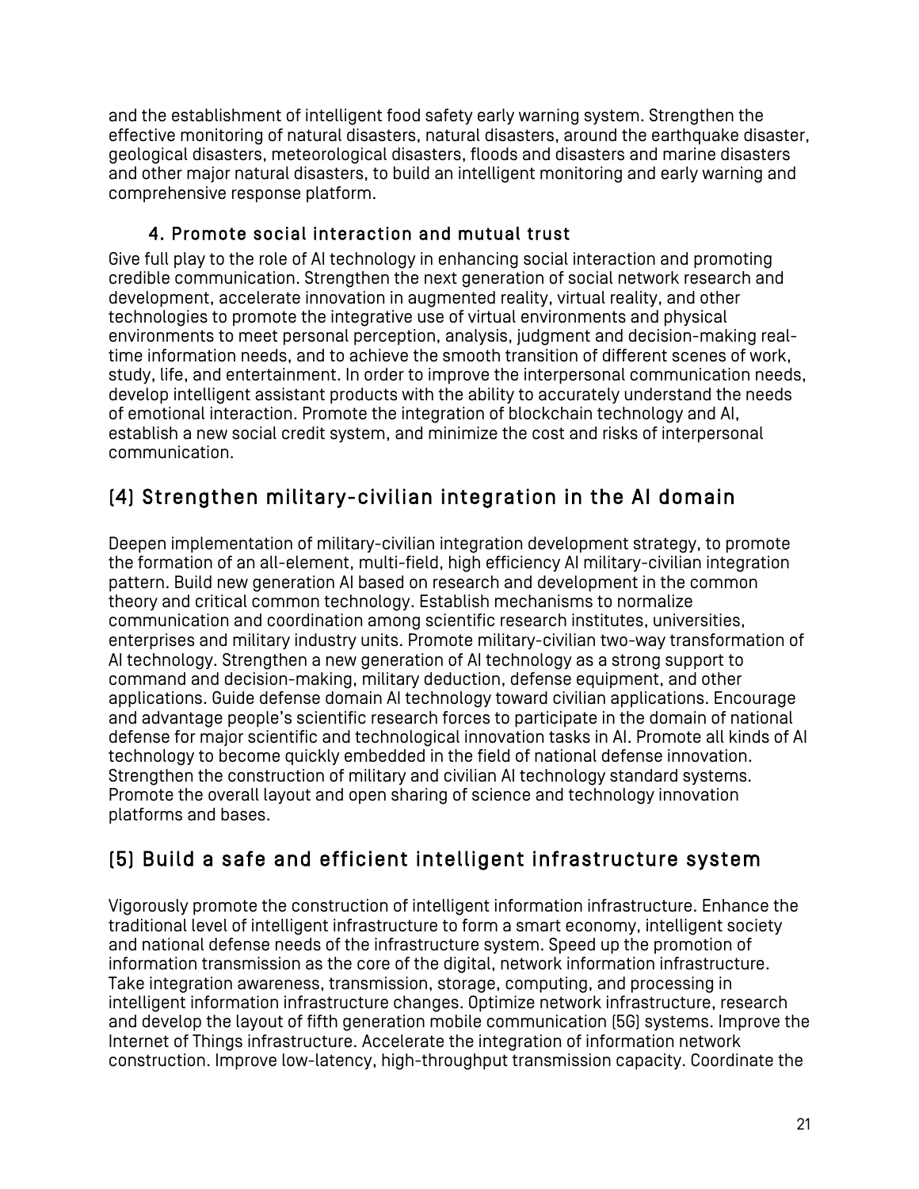and the establishment of intelligent food safety early warning system. Strengthen the effective monitoring of natural disasters, natural disasters, around the earthquake disaster, geological disasters, meteorological disasters, floods and disasters and marine disasters and other major natural disasters, to build an intelligent monitoring and early warning and comprehensive response platform.

### 4. Promote social interaction and mutual trust

Give full play to the role of AI technology in enhancing social interaction and promoting credible communication. Strengthen the next generation of social network research and development, accelerate innovation in augmented reality, virtual reality, and other technologies to promote the integrative use of virtual environments and physical environments to meet personal perception, analysis, judgment and decision-making real-time information needs, and to achieve the smooth transition of different scenes of work, study, life, and entertainment. In order to improve the interpersonal communication needs, develop intelligent assistant products with the ability to accurately understand the needs of emotional interaction. Promote the integration of blockchain technology and AI, establish a new social credit system, and minimize the cost and risks of interpersonal communication.

## (4) Strengthen military-civilian integration in the AI domain

Deepen implementation of military-civilian integration development strategy, to promote the formation of an all-element, multi-field, high efficiency AI military-civilian integration pattern. Build new generation AI based on research and development in the common theory and critical common technology. Establish mechanisms to normalize communication and coordination among scientific research institutes, universities, enterprises and military industry units. Promote military-civilian two-way transformation of AI technology. Strengthen a new generation of AI technology as a strong support to command and decision-making, military deduction, defense equipment, and other applications. Guide defense domain AI technology toward civilian applications. Encourage and advantage people's scientific research forces to participate in the domain of national defense for major scientific and technological innovation tasks in AI. Promote all kinds of AI technology to become quickly embedded in the field of national defense innovation. Strengthen the construction of military and civilian AI technology standard systems. Promote the overall layout and open sharing of science and technology innovation platforms and bases.

## (5) Build a safe and efficient intelligent infrastructure system

Vigorously promote the construction of intelligent information infrastructure. Enhance the traditional level of intelligent infrastructure to form a smart economy, intelligent society and national defense needs of the infrastructure system. Speed up the promotion of information transmission as the core of the digital, network information infrastructure. Take integration awareness, transmission, storage, computing, and processing in intelligent information infrastructure changes. Optimize network infrastructure, research and develop the layout of fifth generation mobile communication (5G) systems. Improve the Internet of Things infrastructure. Accelerate the integration of information network construction. Improve low-latency, high-throughput transmission capacity. Coordinate the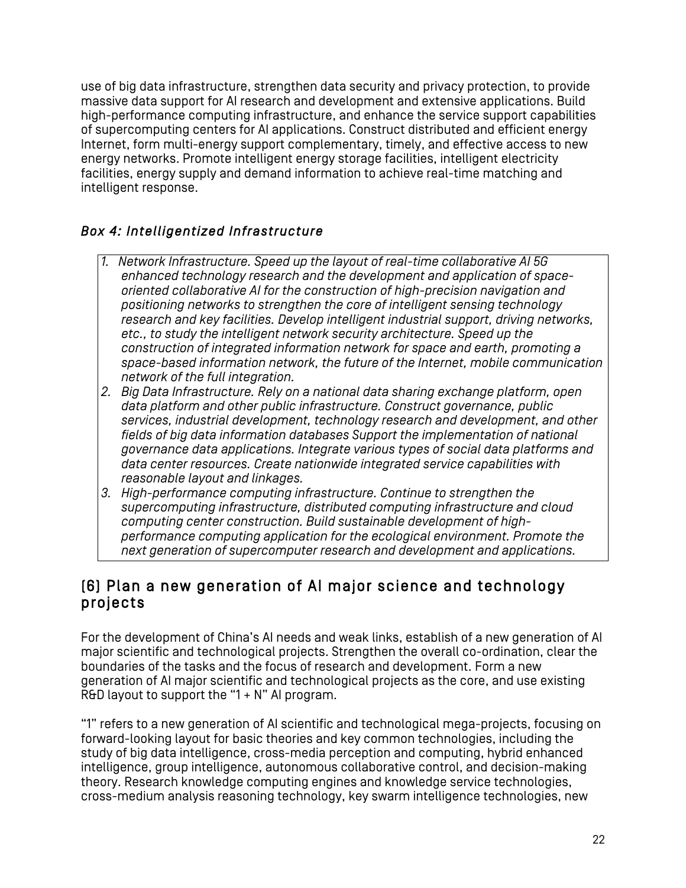use of big data infrastructure, strengthen data security and privacy protection, to provide massive data support for AI research and development and extensive applications. Build high-performance computing infrastructure, and enhance the service support capabilities of supercomputing centers for AI applications. Construct distributed and efficient energy Internet, form multi-energy support complementary, timely, and effective access to new energy networks. Promote intelligent energy storage facilities, intelligent electricity facilities, energy supply and demand information to achieve real-time matching and intelligent response.

### *Box 4: Intelligentized Infrastructure*

1. *Network Infrastructure. Speed up the layout of real-time collaborative AI 5G enhanced technology research and the development and application of space-oriented collaborative AI for the construction of high-precision navigation and positioning networks to strengthen the core of intelligent sensing technology research and key facilities. Develop intelligent industrial support, driving networks, etc., to study the intelligent network security architecture. Speed up the construction of integrated information network for space and earth, promoting a space-based information network, the future of the Internet, mobile communication network of the full integration.*
2. *Big Data Infrastructure. Rely on a national data sharing exchange platform, open data platform and other public infrastructure. Construct governance, public services, industrial development, technology research and development, and other fields of big data information databases Support the implementation of national governance data applications. Integrate various types of social data platforms and data center resources. Create nationwide integrated service capabilities with reasonable layout and linkages.*
3. *High-performance computing infrastructure. Continue to strengthen the supercomputing infrastructure, distributed computing infrastructure and cloud computing center construction. Build sustainable development of high-performance computing application for the ecological environment. Promote the next generation of supercomputer research and development and applications.*

## (6) Plan a new generation of AI major science and technology projects

For the development of China's AI needs and weak links, establish of a new generation of AI major scientific and technological projects. Strengthen the overall co-ordination, clear the boundaries of the tasks and the focus of research and development. Form a new generation of AI major scientific and technological projects as the core, and use existing R&D layout to support the "1 + N" AI program.

"1" refers to a new generation of AI scientific and technological mega-projects, focusing on forward-looking layout for basic theories and key common technologies, including the study of big data intelligence, cross-media perception and computing, hybrid enhanced intelligence, group intelligence, autonomous collaborative control, and decision-making theory. Research knowledge computing engines and knowledge service technologies, cross-medium analysis reasoning technology, key swarm intelligence technologies, new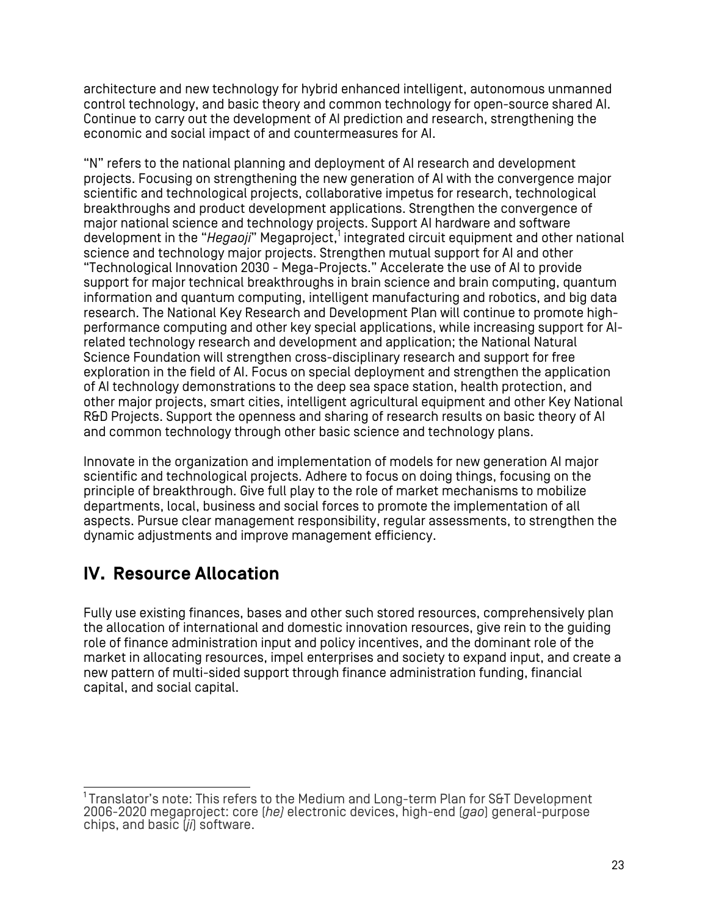architecture and new technology for hybrid enhanced intelligent, autonomous unmanned control technology, and basic theory and common technology for open-source shared AI. Continue to carry out the development of AI prediction and research, strengthening the economic and social impact of and countermeasures for AI.

"N" refers to the national planning and deployment of AI research and development projects. Focusing on strengthening the new generation of AI with the convergence major scientific and technological projects, collaborative impetus for research, technological breakthroughs and product development applications. Strengthen the convergence of major national science and technology projects. Support AI hardware and software development in the "*Hegaoji*" Megaproject,[1] integrated circuit equipment and other national science and technology major projects. Strengthen mutual support for AI and other "Technological Innovation 2030 - Mega-Projects." Accelerate the use of AI to provide support for major technical breakthroughs in brain science and brain computing, quantum information and quantum computing, intelligent manufacturing and robotics, and big data research. The National Key Research and Development Plan will continue to promote high-performance computing and other key special applications, while increasing support for AI-related technology research and development and application; the National Natural Science Foundation will strengthen cross-disciplinary research and support for free exploration in the field of AI. Focus on special deployment and strengthen the application of AI technology demonstrations to the deep sea space station, health protection, and other major projects, smart cities, intelligent agricultural equipment and other Key National R&D Projects. Support the openness and sharing of research results on basic theory of AI and common technology through other basic science and technology plans.

Innovate in the organization and implementation of models for new generation AI major scientific and technological projects. Adhere to focus on doing things, focusing on the principle of breakthrough. Give full play to the role of market mechanisms to mobilize departments, local, business and social forces to promote the implementation of all aspects. Pursue clear management responsibility, regular assessments, to strengthen the dynamic adjustments and improve management efficiency.

## IV. Resource Allocation

Fully use existing finances, bases and other such stored resources, comprehensively plan the allocation of international and domestic innovation resources, give rein to the guiding role of finance administration input and policy incentives, and the dominant role of the market in allocating resources, impel enterprises and society to expand input, and create a new pattern of multi-sided support through finance administration funding, financial capital, and social capital.

---

[1] Translator's note: This refers to the Medium and Long-term Plan for S&T Development 2006-2020 megaproject: core (*he*) electronic devices, high-end (*gao*) general-purpose chips, and basic (*ji*) software.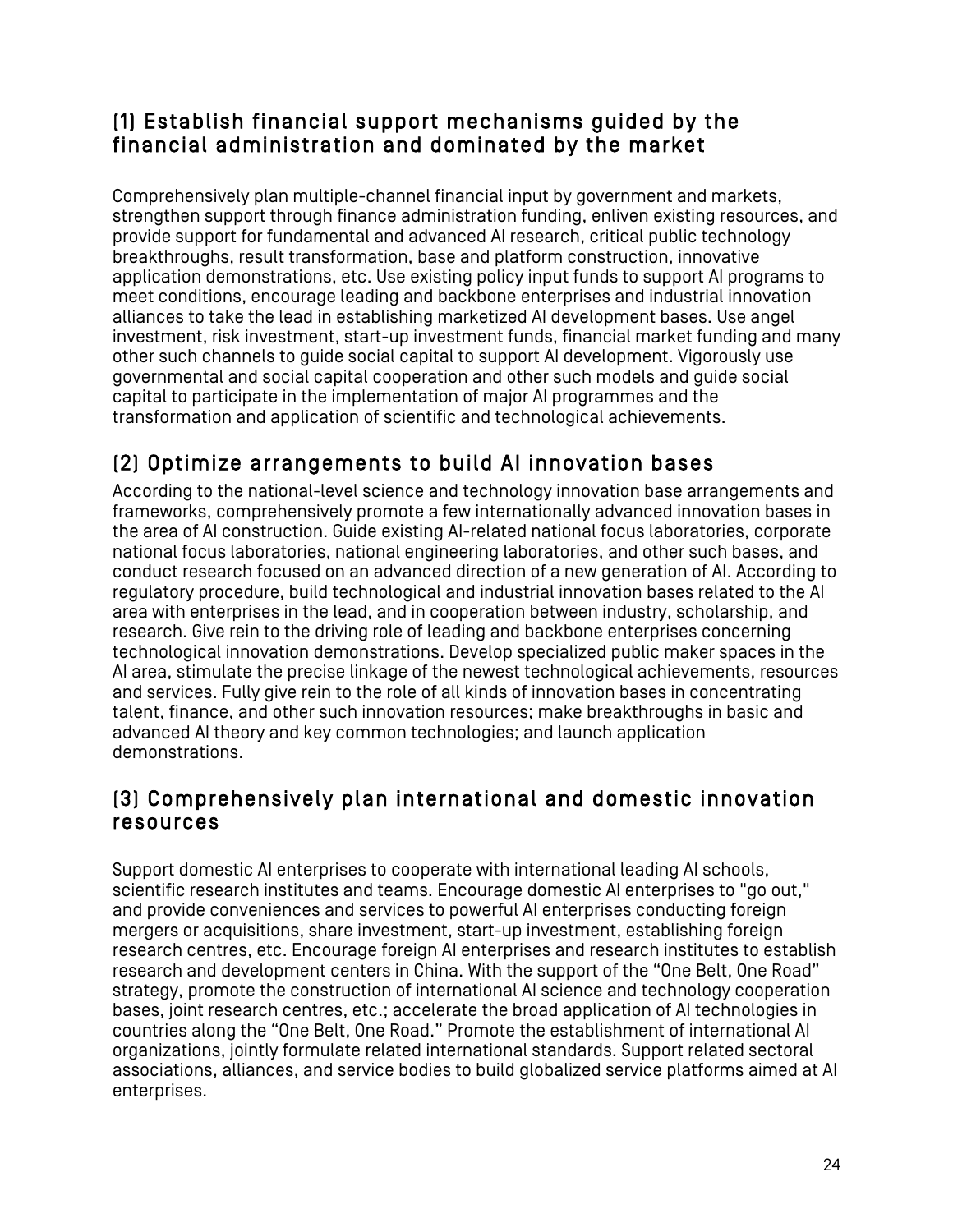## (1) Establish financial support mechanisms guided by the financial administration and dominated by the market

Comprehensively plan multiple-channel financial input by government and markets, strengthen support through finance administration funding, enliven existing resources, and provide support for fundamental and advanced AI research, critical public technology breakthroughs, result transformation, base and platform construction, innovative application demonstrations, etc. Use existing policy input funds to support AI programs to meet conditions, encourage leading and backbone enterprises and industrial innovation alliances to take the lead in establishing marketized AI development bases. Use angel investment, risk investment, start-up investment funds, financial market funding and many other such channels to guide social capital to support AI development. Vigorously use governmental and social capital cooperation and other such models and guide social capital to participate in the implementation of major AI programmes and the transformation and application of scientific and technological achievements.

## (2) Optimize arrangements to build AI innovation bases

According to the national-level science and technology innovation base arrangements and frameworks, comprehensively promote a few internationally advanced innovation bases in the area of AI construction. Guide existing AI-related national focus laboratories, corporate national focus laboratories, national engineering laboratories, and other such bases, and conduct research focused on an advanced direction of a new generation of AI. According to regulatory procedure, build technological and industrial innovation bases related to the AI area with enterprises in the lead, and in cooperation between industry, scholarship, and research. Give rein to the driving role of leading and backbone enterprises concerning technological innovation demonstrations. Develop specialized public maker spaces in the AI area, stimulate the precise linkage of the newest technological achievements, resources and services. Fully give rein to the role of all kinds of innovation bases in concentrating talent, finance, and other such innovation resources; make breakthroughs in basic and advanced AI theory and key common technologies; and launch application demonstrations.

## (3) Comprehensively plan international and domestic innovation resources

Support domestic AI enterprises to cooperate with international leading AI schools, scientific research institutes and teams. Encourage domestic AI enterprises to "go out," and provide conveniences and services to powerful AI enterprises conducting foreign mergers or acquisitions, share investment, start-up investment, establishing foreign research centres, etc. Encourage foreign AI enterprises and research institutes to establish research and development centers in China. With the support of the "One Belt, One Road" strategy, promote the construction of international AI science and technology cooperation bases, joint research centres, etc.; accelerate the broad application of AI technologies in countries along the "One Belt, One Road." Promote the establishment of international AI organizations, jointly formulate related international standards. Support related sectoral associations, alliances, and service bodies to build globalized service platforms aimed at AI enterprises.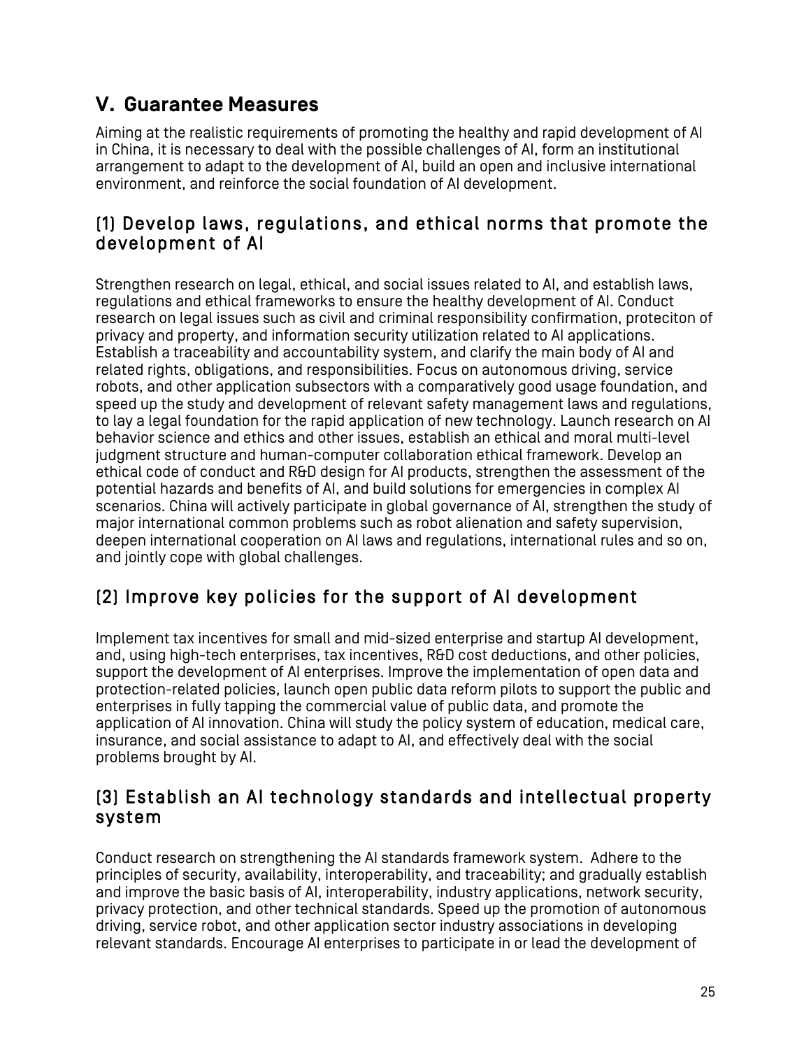## V. Guarantee Measures

Aiming at the realistic requirements of promoting the healthy and rapid development of AI in China, it is necessary to deal with the possible challenges of AI, form an institutional arrangement to adapt to the development of AI, build an open and inclusive international environment, and reinforce the social foundation of AI development.

### (1) Develop laws, regulations, and ethical norms that promote the development of AI

Strengthen research on legal, ethical, and social issues related to AI, and establish laws, regulations and ethical frameworks to ensure the healthy development of AI. Conduct research on legal issues such as civil and criminal responsibility confirmation, proteciton of privacy and property, and information security utilization related to AI applications. Establish a traceability and accountability system, and clarify the main body of AI and related rights, obligations, and responsibilities. Focus on autonomous driving, service robots, and other application subsectors with a comparatively good usage foundation, and speed up the study and development of relevant safety management laws and regulations, to lay a legal foundation for the rapid application of new technology. Launch research on AI behavior science and ethics and other issues, establish an ethical and moral multi-level judgment structure and human-computer collaboration ethical framework. Develop an ethical code of conduct and R&D design for AI products, strengthen the assessment of the potential hazards and benefits of AI, and build solutions for emergencies in complex AI scenarios. China will actively participate in global governance of AI, strengthen the study of major international common problems such as robot alienation and safety supervision, deepen international cooperation on AI laws and regulations, international rules and so on, and jointly cope with global challenges.

### (2) Improve key policies for the support of AI development

Implement tax incentives for small and mid-sized enterprise and startup AI development, and, using high-tech enterprises, tax incentives, R&D cost deductions, and other policies, support the development of AI enterprises. Improve the implementation of open data and protection-related policies, launch open public data reform pilots to support the public and enterprises in fully tapping the commercial value of public data, and promote the application of AI innovation. China will study the policy system of education, medical care, insurance, and social assistance to adapt to AI, and effectively deal with the social problems brought by AI.

### (3) Establish an AI technology standards and intellectual property system

Conduct research on strengthening the AI standards framework system. Adhere to the principles of security, availability, interoperability, and traceability; and gradually establish and improve the basic basis of AI, interoperability, industry applications, network security, privacy protection, and other technical standards. Speed up the promotion of autonomous driving, service robot, and other application sector industry associations in developing relevant standards. Encourage AI enterprises to participate in or lead the development of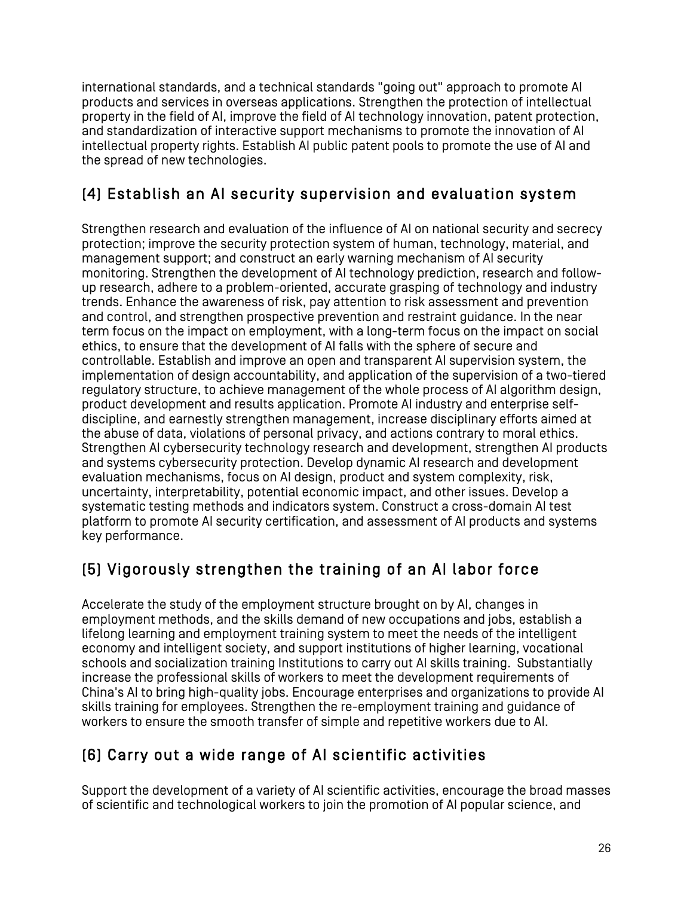international standards, and a technical standards "going out" approach to promote AI products and services in overseas applications. Strengthen the protection of intellectual property in the field of AI, improve the field of AI technology innovation, patent protection, and standardization of interactive support mechanisms to promote the innovation of AI intellectual property rights. Establish AI public patent pools to promote the use of AI and the spread of new technologies.

## (4) Establish an AI security supervision and evaluation system

Strengthen research and evaluation of the influence of AI on national security and secrecy protection; improve the security protection system of human, technology, material, and management support; and construct an early warning mechanism of AI security monitoring. Strengthen the development of AI technology prediction, research and follow-up research, adhere to a problem-oriented, accurate grasping of technology and industry trends. Enhance the awareness of risk, pay attention to risk assessment and prevention and control, and strengthen prospective prevention and restraint guidance. In the near term focus on the impact on employment, with a long-term focus on the impact on social ethics, to ensure that the development of AI falls with the sphere of secure and controllable. Establish and improve an open and transparent AI supervision system, the implementation of design accountability, and application of the supervision of a two-tiered regulatory structure, to achieve management of the whole process of AI algorithm design, product development and results application. Promote AI industry and enterprise self-discipline, and earnestly strengthen management, increase disciplinary efforts aimed at the abuse of data, violations of personal privacy, and actions contrary to moral ethics. Strengthen AI cybersecurity technology research and development, strengthen AI products and systems cybersecurity protection. Develop dynamic AI research and development evaluation mechanisms, focus on AI design, product and system complexity, risk, uncertainty, interpretability, potential economic impact, and other issues. Develop a systematic testing methods and indicators system. Construct a cross-domain AI test platform to promote AI security certification, and assessment of AI products and systems key performance.

## (5) Vigorously strengthen the training of an AI labor force

Accelerate the study of the employment structure brought on by AI, changes in employment methods, and the skills demand of new occupations and jobs, establish a lifelong learning and employment training system to meet the needs of the intelligent economy and intelligent society, and support institutions of higher learning, vocational schools and socialization training Institutions to carry out AI skills training. Substantially increase the professional skills of workers to meet the development requirements of China's AI to bring high-quality jobs. Encourage enterprises and organizations to provide AI skills training for employees. Strengthen the re-employment training and guidance of workers to ensure the smooth transfer of simple and repetitive workers due to AI.

## (6) Carry out a wide range of AI scientific activities

Support the development of a variety of AI scientific activities, encourage the broad masses of scientific and technological workers to join the promotion of AI popular science, and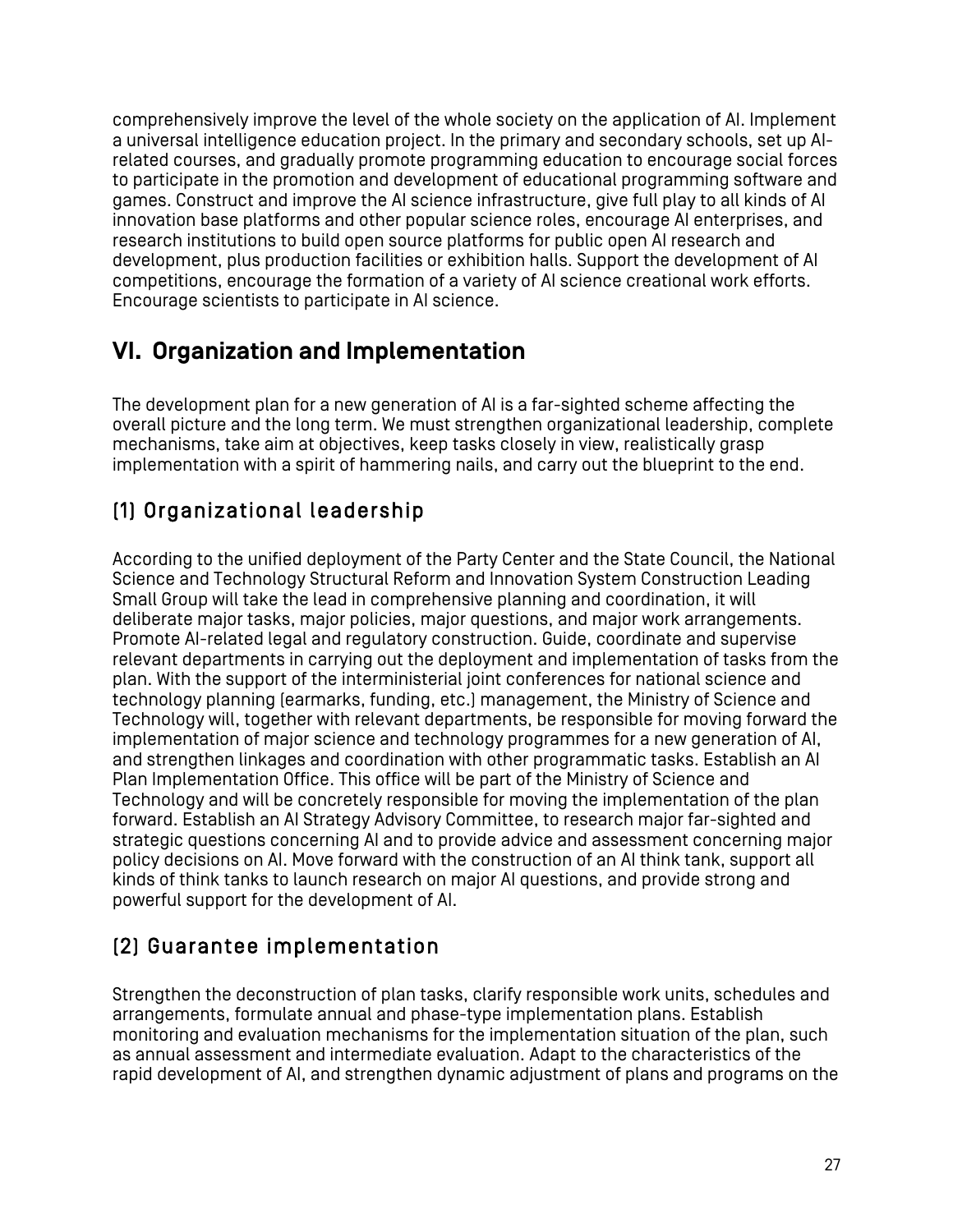comprehensively improve the level of the whole society on the application of AI. Implement a universal intelligence education project. In the primary and secondary schools, set up AI-related courses, and gradually promote programming education to encourage social forces to participate in the promotion and development of educational programming software and games. Construct and improve the AI science infrastructure, give full play to all kinds of AI innovation base platforms and other popular science roles, encourage AI enterprises, and research institutions to build open source platforms for public open AI research and development, plus production facilities or exhibition halls. Support the development of AI competitions, encourage the formation of a variety of AI science creational work efforts. Encourage scientists to participate in AI science.

## VI. Organization and Implementation

The development plan for a new generation of AI is a far-sighted scheme affecting the overall picture and the long term. We must strengthen organizational leadership, complete mechanisms, take aim at objectives, keep tasks closely in view, realistically grasp implementation with a spirit of hammering nails, and carry out the blueprint to the end.

### (1) Organizational leadership

According to the unified deployment of the Party Center and the State Council, the National Science and Technology Structural Reform and Innovation System Construction Leading Small Group will take the lead in comprehensive planning and coordination, it will deliberate major tasks, major policies, major questions, and major work arrangements. Promote AI-related legal and regulatory construction. Guide, coordinate and supervise relevant departments in carrying out the deployment and implementation of tasks from the plan. With the support of the interministerial joint conferences for national science and technology planning (earmarks, funding, etc.) management, the Ministry of Science and Technology will, together with relevant departments, be responsible for moving forward the implementation of major science and technology programmes for a new generation of AI, and strengthen linkages and coordination with other programmatic tasks. Establish an AI Plan Implementation Office. This office will be part of the Ministry of Science and Technology and will be concretely responsible for moving the implementation of the plan forward. Establish an AI Strategy Advisory Committee, to research major far-sighted and strategic questions concerning AI and to provide advice and assessment concerning major policy decisions on AI. Move forward with the construction of an AI think tank, support all kinds of think tanks to launch research on major AI questions, and provide strong and powerful support for the development of AI.

### (2) Guarantee implementation

Strengthen the deconstruction of plan tasks, clarify responsible work units, schedules and arrangements, formulate annual and phase-type implementation plans. Establish monitoring and evaluation mechanisms for the implementation situation of the plan, such as annual assessment and intermediate evaluation. Adapt to the characteristics of the rapid development of AI, and strengthen dynamic adjustment of plans and programs on the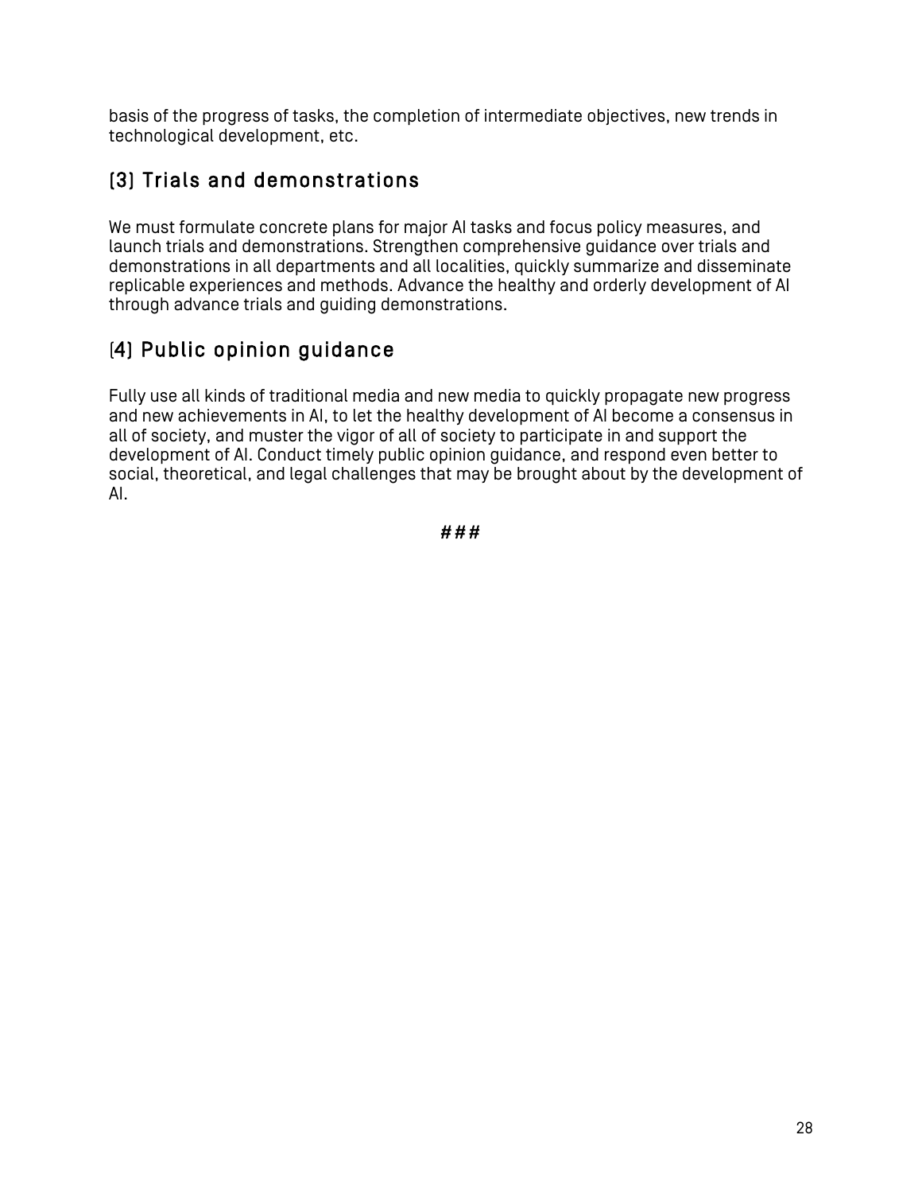basis of the progress of tasks, the completion of intermediate objectives, new trends in technological development, etc.

## (3) Trials and demonstrations

We must formulate concrete plans for major AI tasks and focus policy measures, and launch trials and demonstrations. Strengthen comprehensive guidance over trials and demonstrations in all departments and all localities, quickly summarize and disseminate replicable experiences and methods. Advance the healthy and orderly development of AI through advance trials and guiding demonstrations.

## (4) Public opinion guidance

Fully use all kinds of traditional media and new media to quickly propagate new progress and new achievements in AI, to let the healthy development of AI become a consensus in all of society, and muster the vigor of all of society to participate in and support the development of AI. Conduct timely public opinion guidance, and respond even better to social, theoretical, and legal challenges that may be brought about by the development of AI.

###